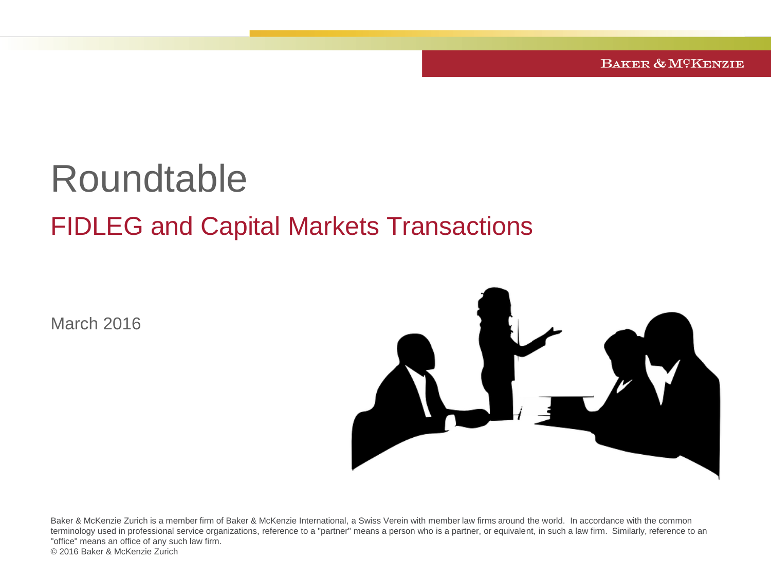Baker & McKenzie

# Roundtable

## FIDLEG and Capital Markets Transactions

March 2016

Baker & McKenzie Zurich is a member firm of Baker & McKenzie International, a Swiss Verein with member law firms around the world. In accordance with the common terminology used in professional service organizations, reference to a "partner" means a person who is a partner, or equivalent, in such a law firm. Similarly, reference to an "office" means an office of any such law firm.

© 2016 Baker & McKenzie Zurich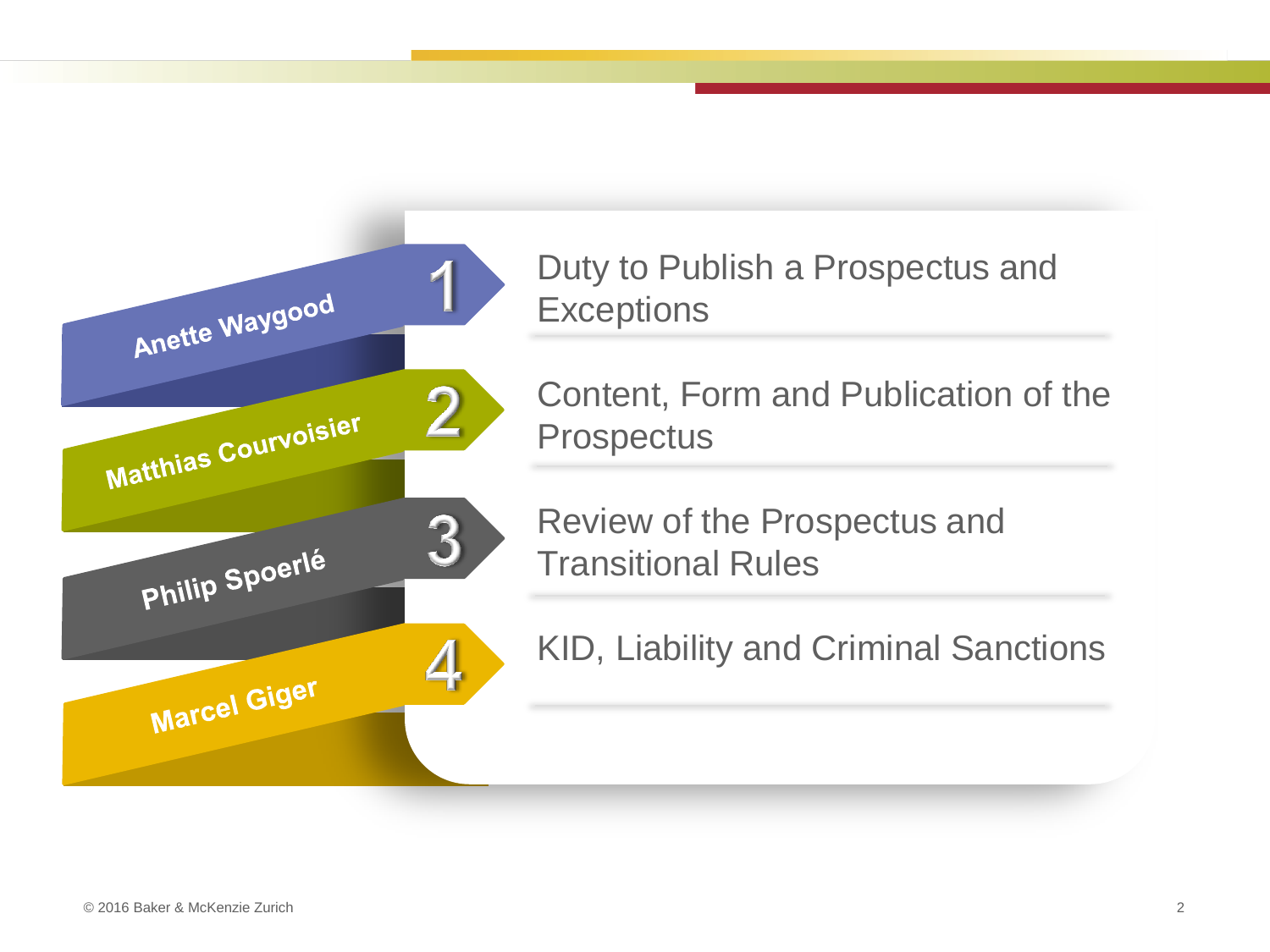1. Anette Waygood — Duty to Publish a Prospectus and Exceptions
2. Matthias Courvoisier — Content, Form and Publication of the Prospectus
3. Philip Spoerlé — Review of the Prospectus and Transitional Rules
4. Marcel Giger — KID, Liability and Criminal Sanctions

© 2016 Baker & McKenzie Zurich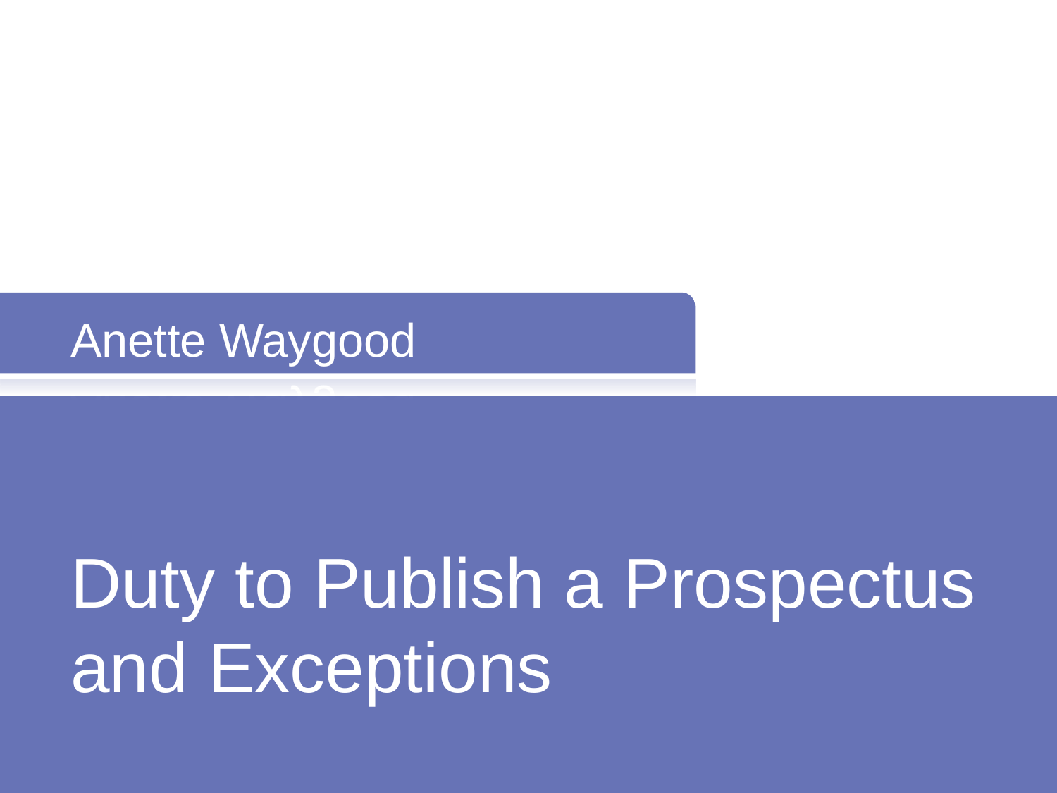Anette Waygood

# Duty to Publish a Prospectus and Exceptions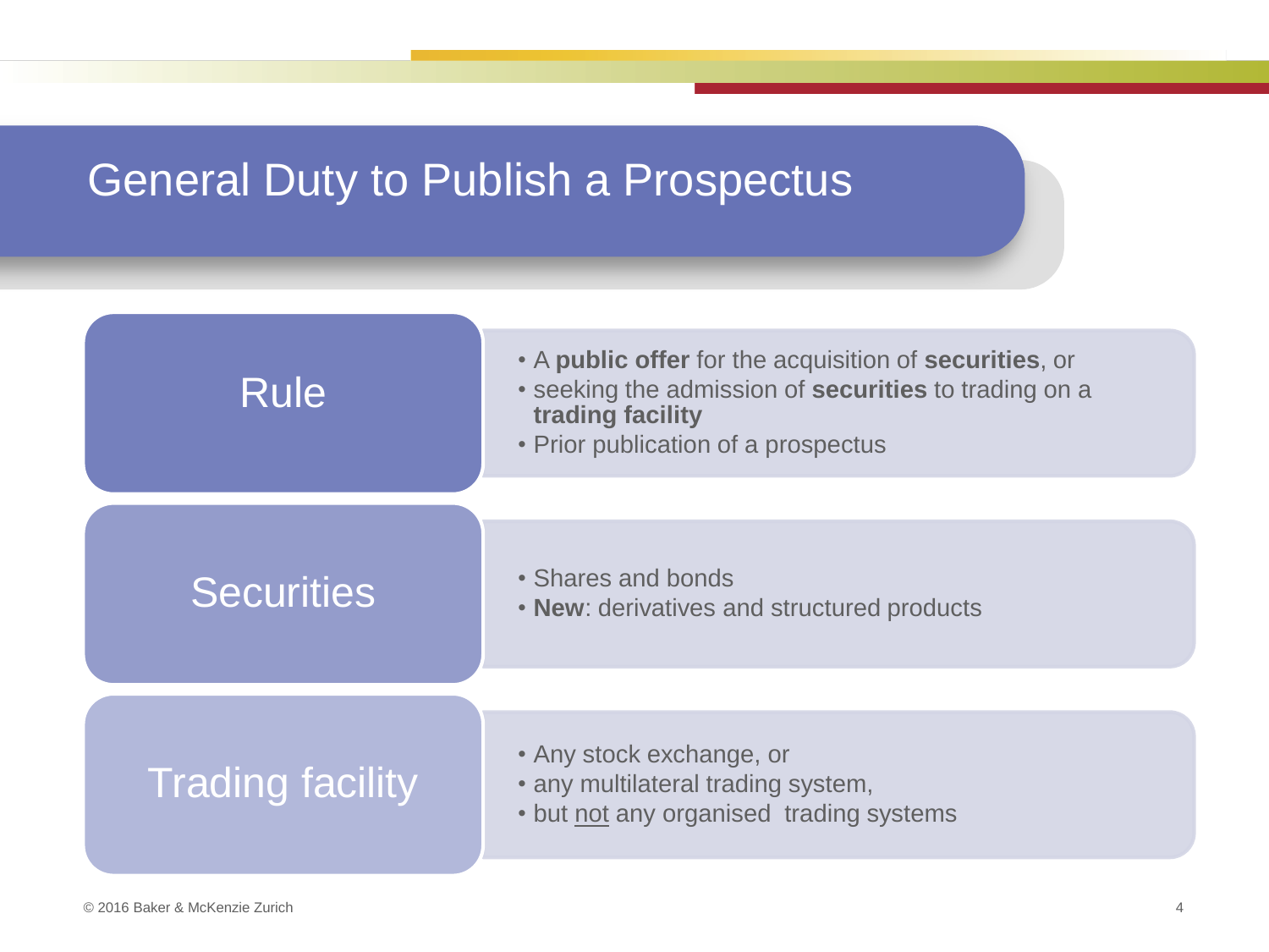# General Duty to Publish a Prospectus

## Rule

- A **public offer** for the acquisition of **securities**, or
- seeking the admission of **securities** to trading on a **trading facility**
- Prior publication of a prospectus

## Securities

- Shares and bonds
- **New**: derivatives and structured products

## Trading facility

- Any stock exchange, or
- any multilateral trading system,
- but <u>not</u> any organised trading systems

© 2016 Baker & McKenzie Zurich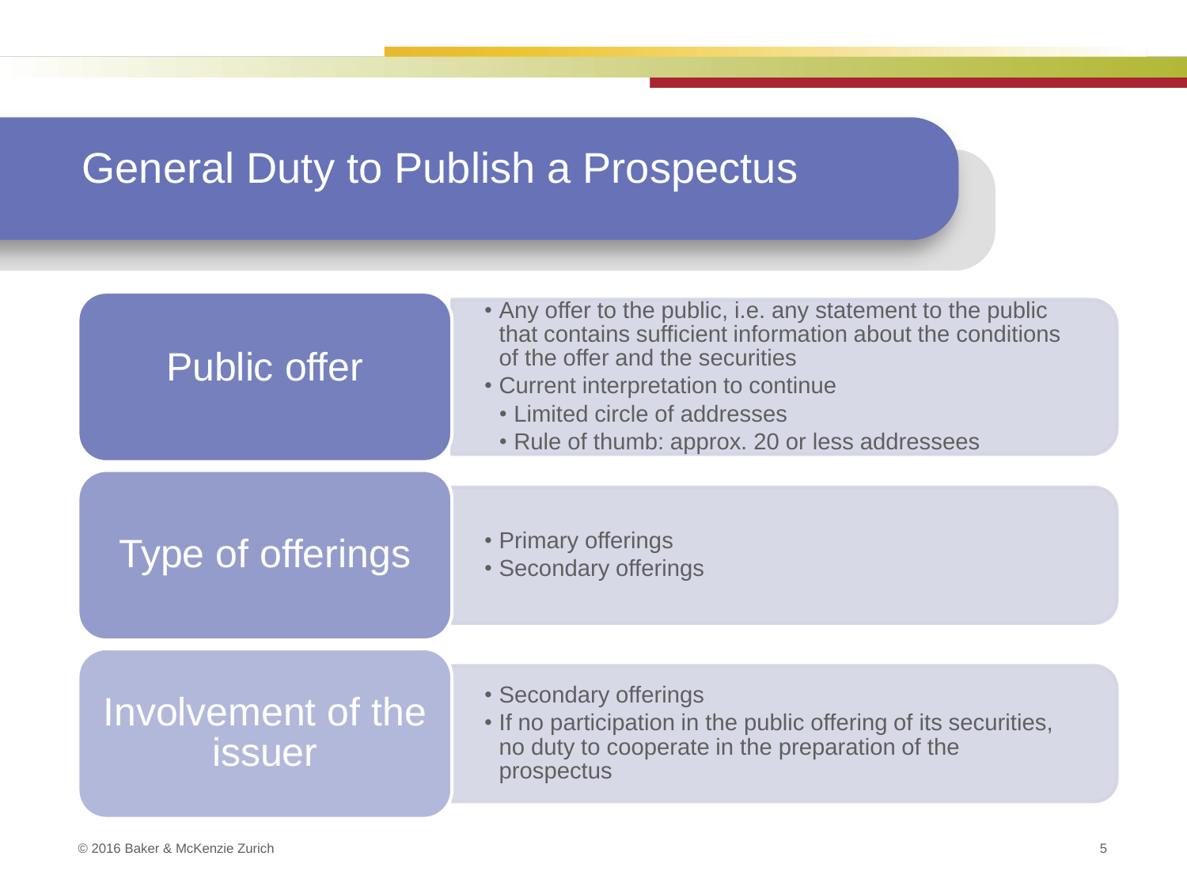# General Duty to Publish a Prospectus

## Public offer

- Any offer to the public, i.e. any statement to the public that contains sufficient information about the conditions of the offer and the securities
- Current interpretation to continue
  - Limited circle of addresses
  - Rule of thumb: approx. 20 or less addressees

## Type of offerings

- Primary offerings
- Secondary offerings

## Involvement of the issuer

- Secondary offerings
- If no participation in the public offering of its securities, no duty to cooperate in the preparation of the prospectus

© 2016 Baker & McKenzie Zurich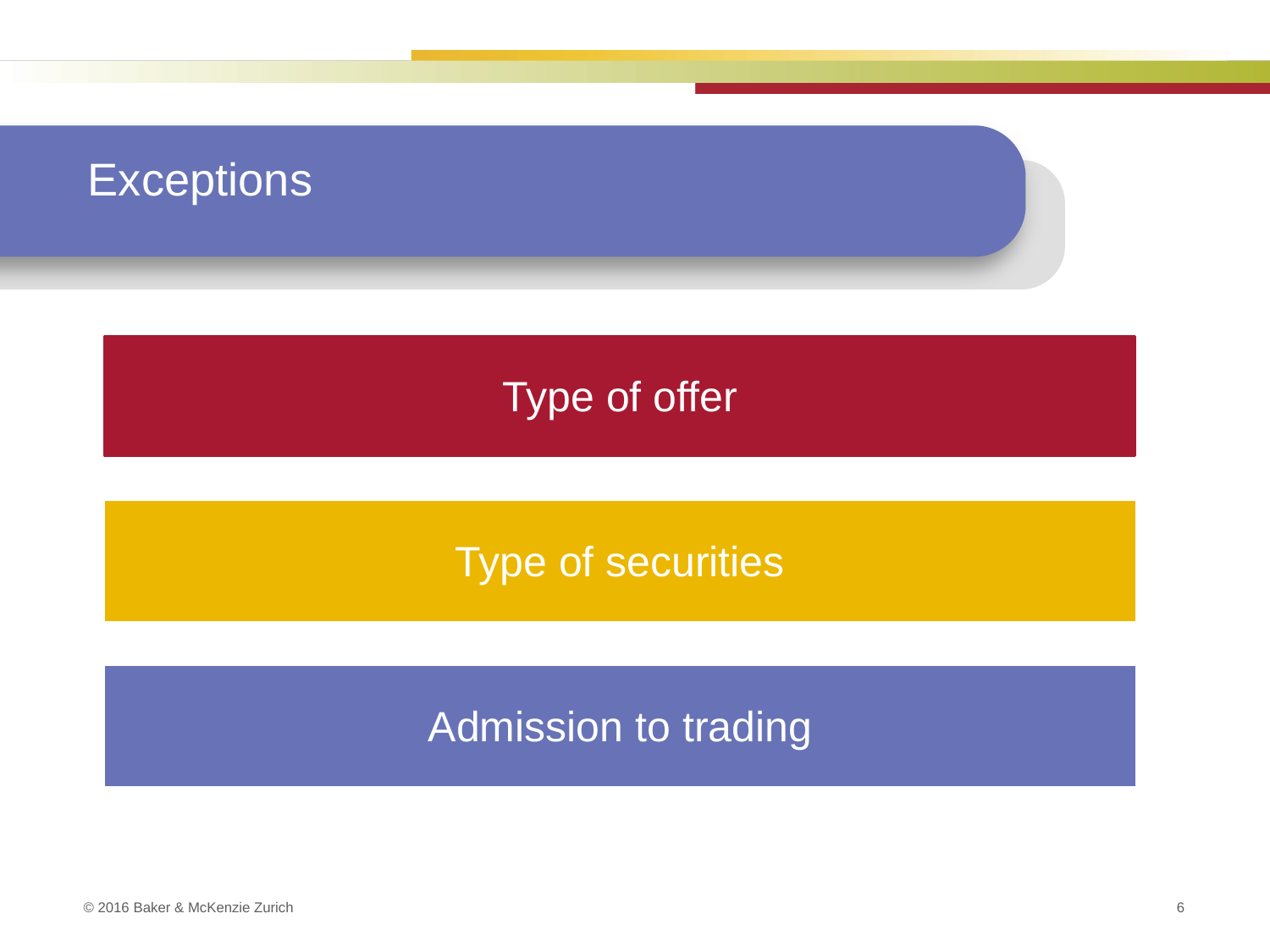# Exceptions

Type of offer

Type of securities

Admission to trading

© 2016 Baker & McKenzie Zurich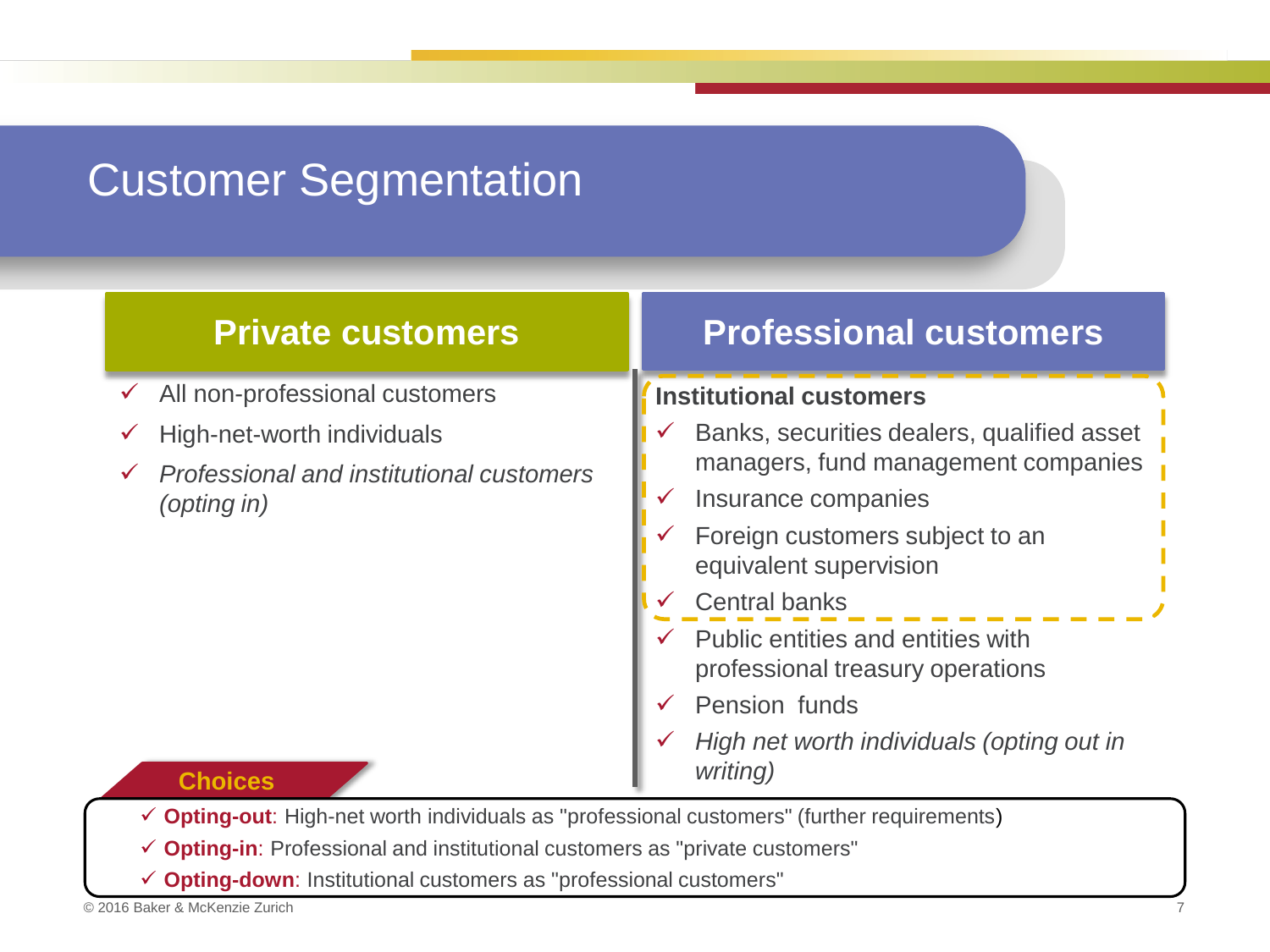# Customer Segmentation

## Private customers

- All non-professional customers
- High-net-worth individuals
- *Professional and institutional customers (opting in)*

## Professional customers

**Institutional customers**

- Banks, securities dealers, qualified asset managers, fund management companies
- Insurance companies
- Foreign customers subject to an equivalent supervision
- Central banks

- Public entities and entities with professional treasury operations
- Pension funds
- *High net worth individuals (opting out in writing)*

### Choices

- **Opting-out**: High-net worth individuals as "professional customers" (further requirements)
- **Opting-in**: Professional and institutional customers as "private customers"
- **Opting-down**: Institutional customers as "professional customers"

© 2016 Baker & McKenzie Zurich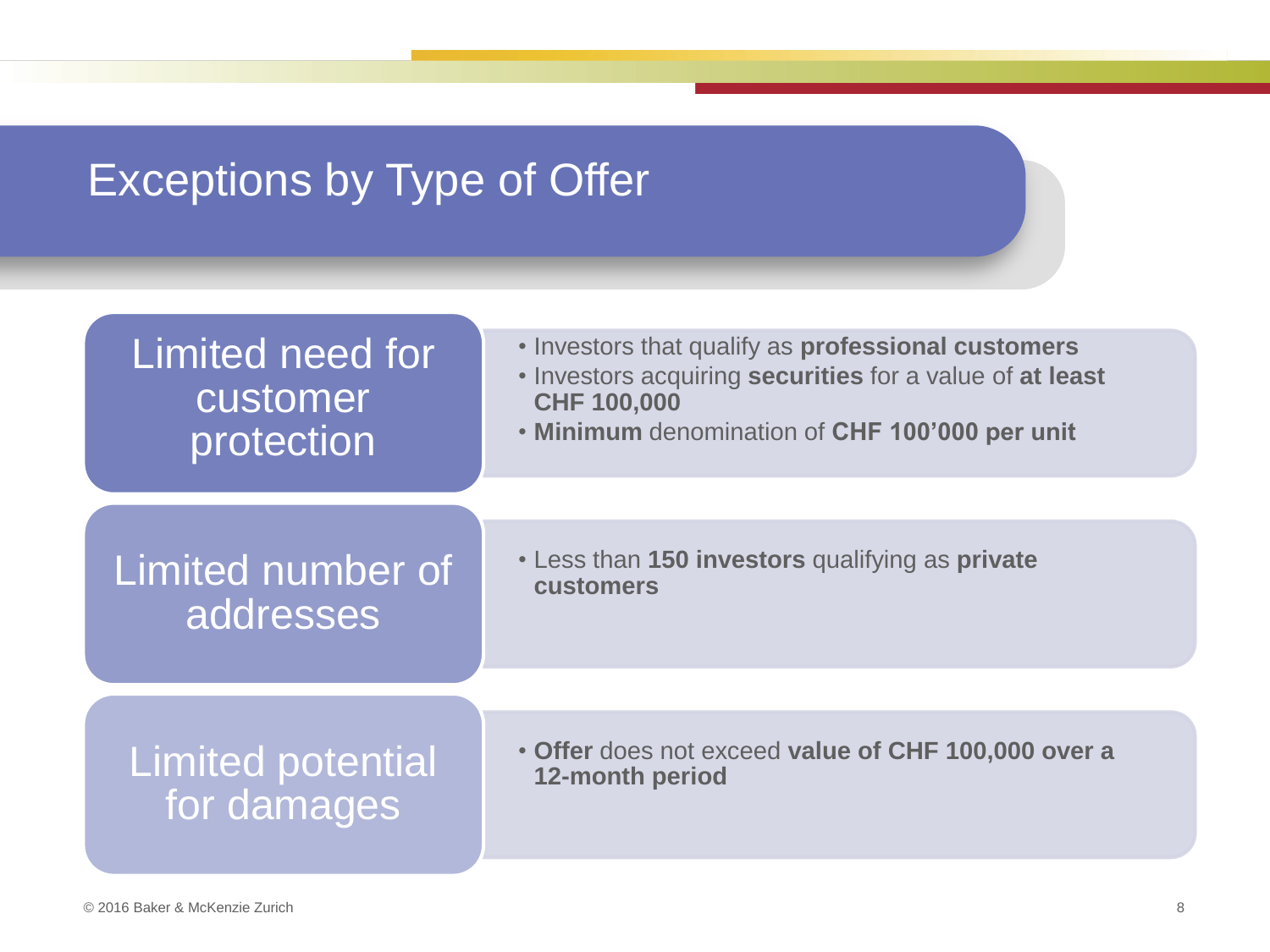# Exceptions by Type of Offer

## Limited need for customer protection

- Investors that qualify as **professional customers**
- Investors acquiring **securities** for a value of **at least CHF 100,000**
- **Minimum** denomination of **CHF 100'000 per unit**

## Limited number of addresses

- Less than **150 investors** qualifying as **private customers**

## Limited potential for damages

- **Offer** does not exceed **value of CHF 100,000 over a 12-month period**

© 2016 Baker & McKenzie Zurich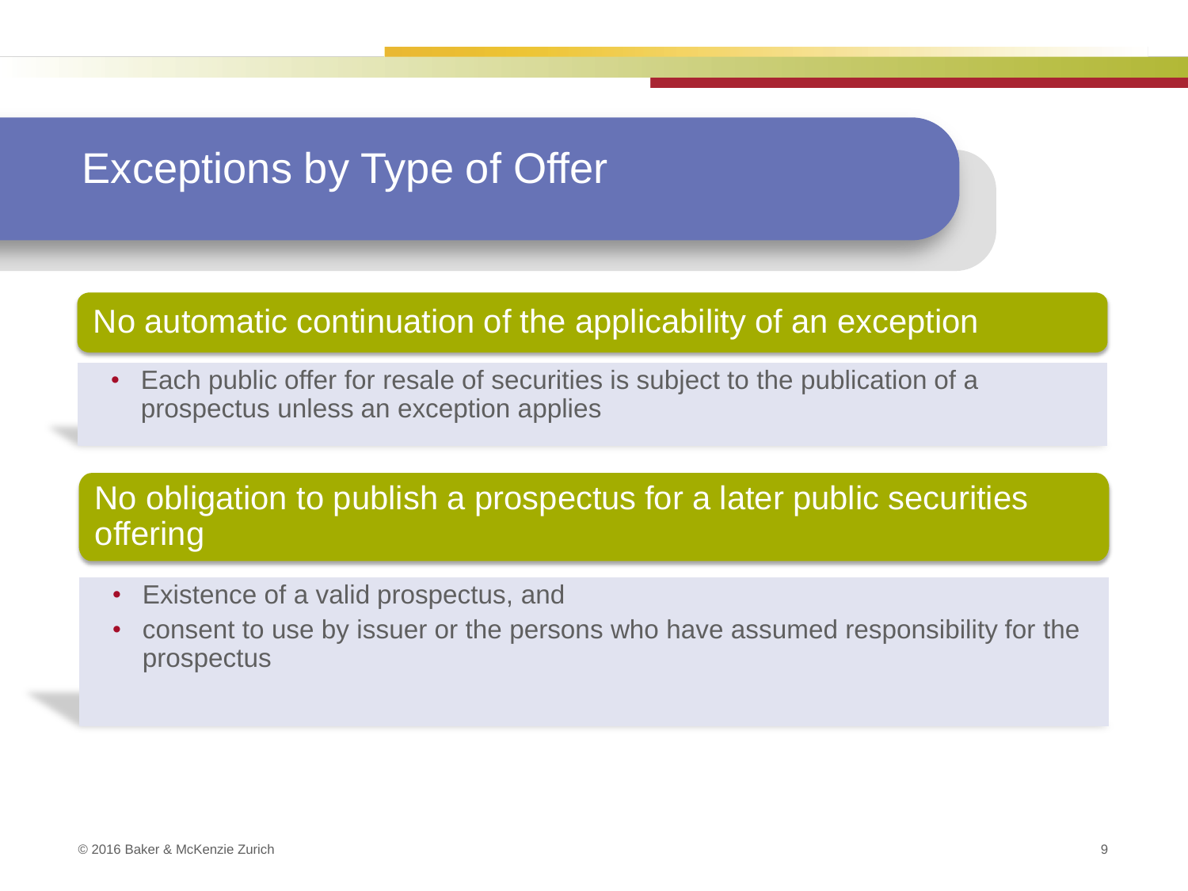# Exceptions by Type of Offer

## No automatic continuation of the applicability of an exception

- Each public offer for resale of securities is subject to the publication of a prospectus unless an exception applies

## No obligation to publish a prospectus for a later public securities offering

- Existence of a valid prospectus, and
- consent to use by issuer or the persons who have assumed responsibility for the prospectus

© 2016 Baker & McKenzie Zurich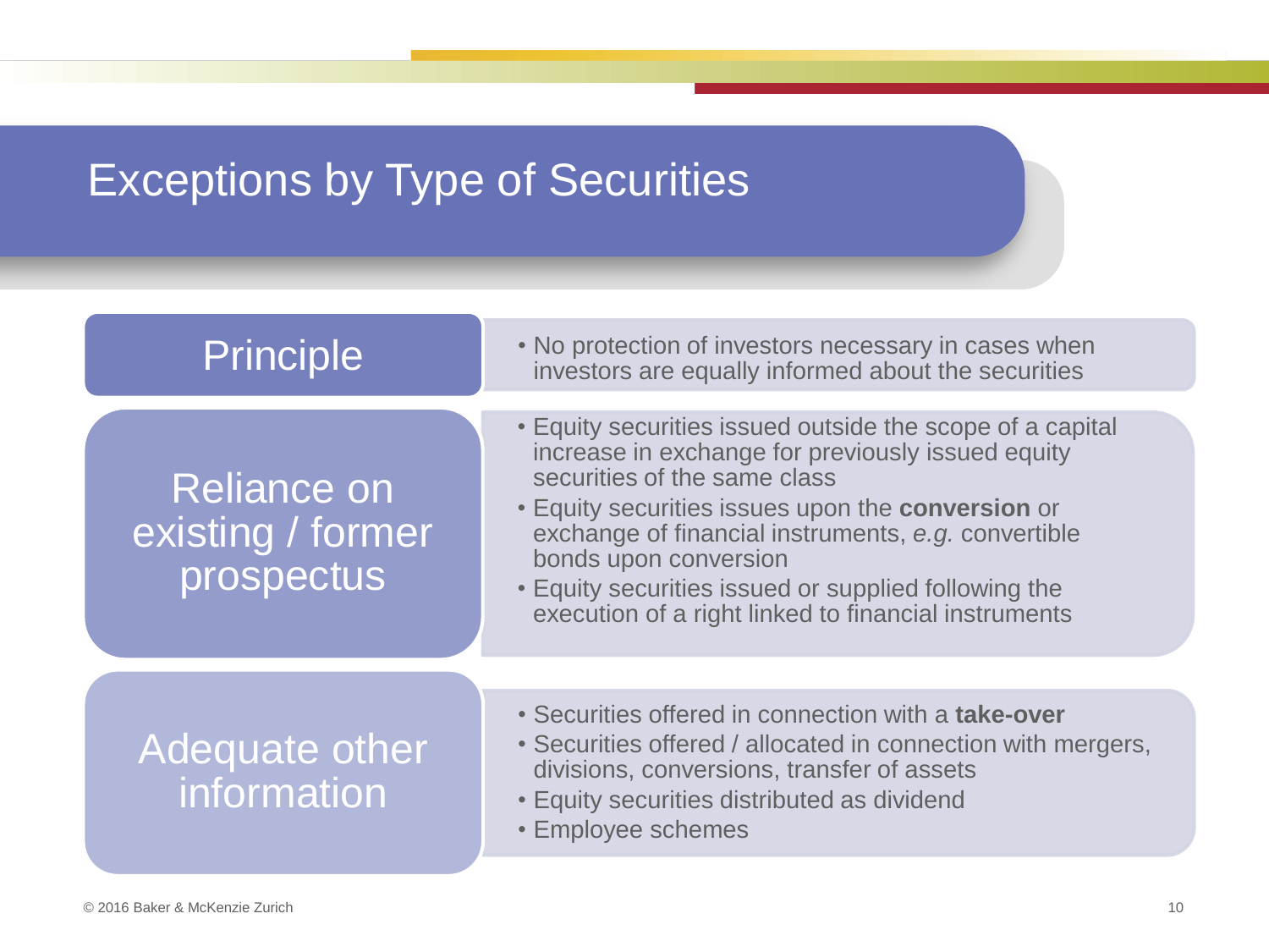# Exceptions by Type of Securities

## Principle

- No protection of investors necessary in cases when investors are equally informed about the securities

## Reliance on existing / former prospectus

- Equity securities issued outside the scope of a capital increase in exchange for previously issued equity securities of the same class
- Equity securities issues upon the **conversion** or exchange of financial instruments, *e.g.* convertible bonds upon conversion
- Equity securities issued or supplied following the execution of a right linked to financial instruments

## Adequate other information

- Securities offered in connection with a **take-over**
- Securities offered / allocated in connection with mergers, divisions, conversions, transfer of assets
- Equity securities distributed as dividend
- Employee schemes

© 2016 Baker & McKenzie Zurich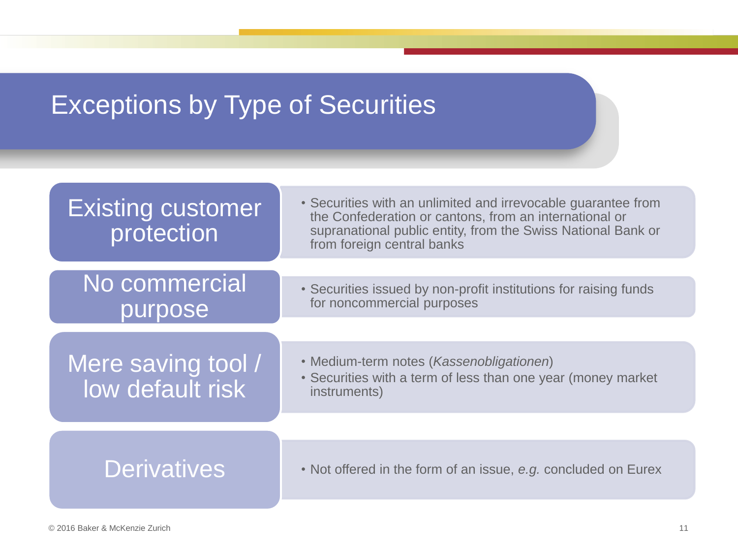# Exceptions by Type of Securities

| | |
|---|---|
| Existing customer protection | • Securities with an unlimited and irrevocable guarantee from the Confederation or cantons, from an international or supranational public entity, from the Swiss National Bank or from foreign central banks |
| No commercial purpose | • Securities issued by non-profit institutions for raising funds for noncommercial purposes |
| Mere saving tool / low default risk | • Medium-term notes (*Kassenobligationen*)<br>• Securities with a term of less than one year (money market instruments) |
| Derivatives | • Not offered in the form of an issue, *e.g.* concluded on Eurex |

© 2016 Baker & McKenzie Zurich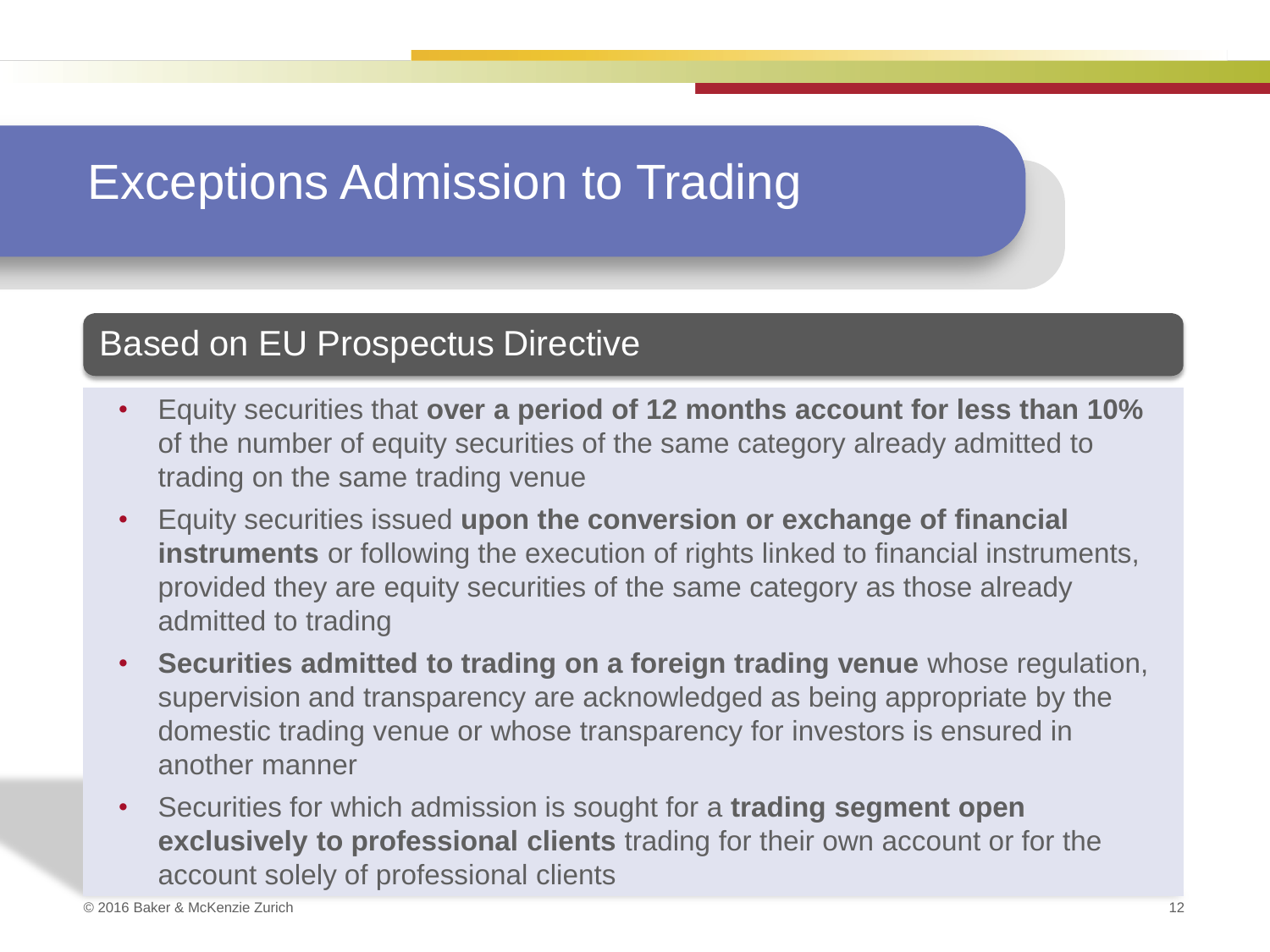# Exceptions Admission to Trading

## Based on EU Prospectus Directive

- Equity securities that **over a period of 12 months account for less than 10%** of the number of equity securities of the same category already admitted to trading on the same trading venue
- Equity securities issued **upon the conversion or exchange of financial instruments** or following the execution of rights linked to financial instruments, provided they are equity securities of the same category as those already admitted to trading
- **Securities admitted to trading on a foreign trading venue** whose regulation, supervision and transparency are acknowledged as being appropriate by the domestic trading venue or whose transparency for investors is ensured in another manner
- Securities for which admission is sought for a **trading segment open exclusively to professional clients** trading for their own account or for the account solely of professional clients

© 2016 Baker & McKenzie Zurich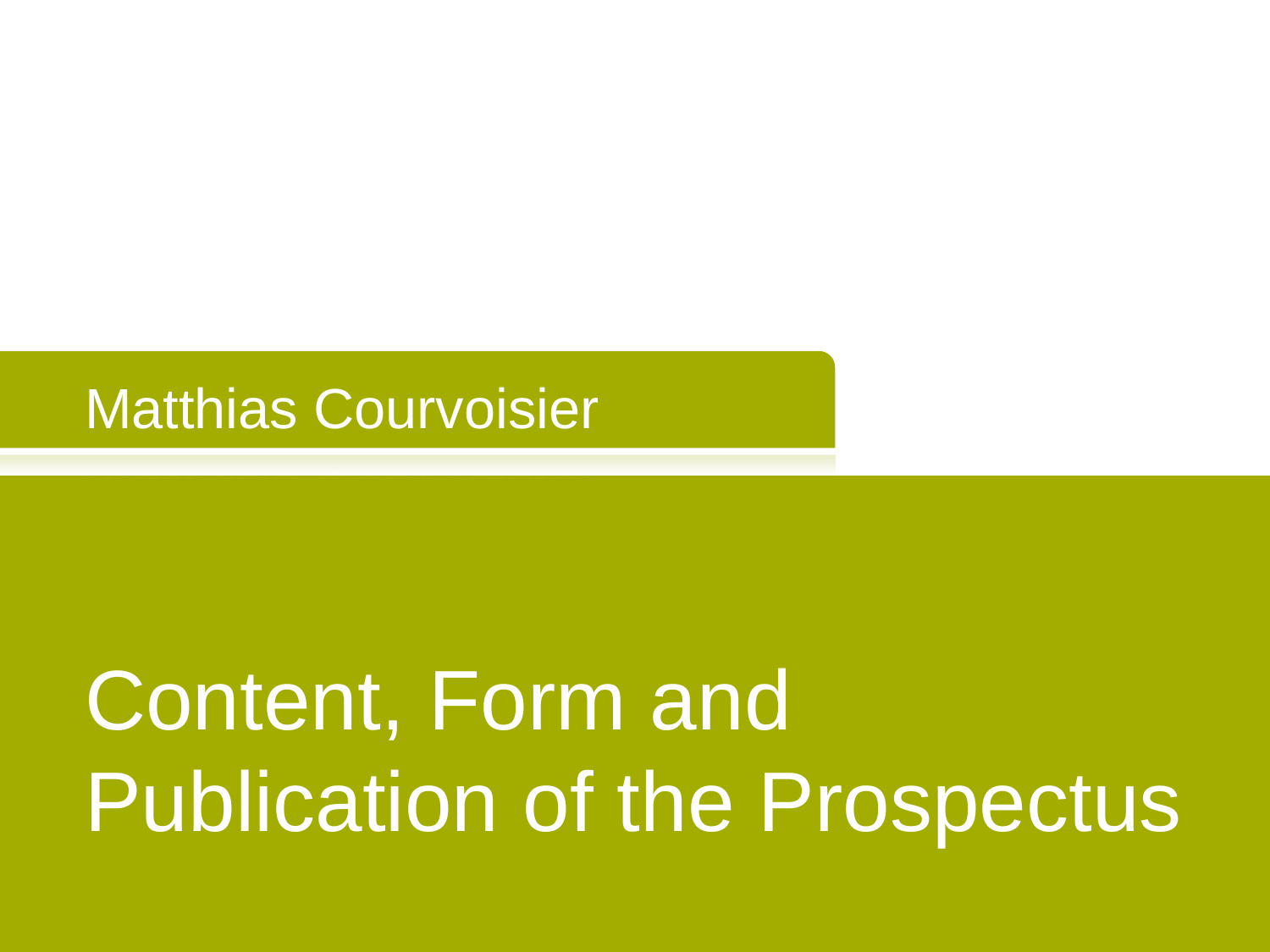Matthias Courvoisier

# Content, Form and Publication of the Prospectus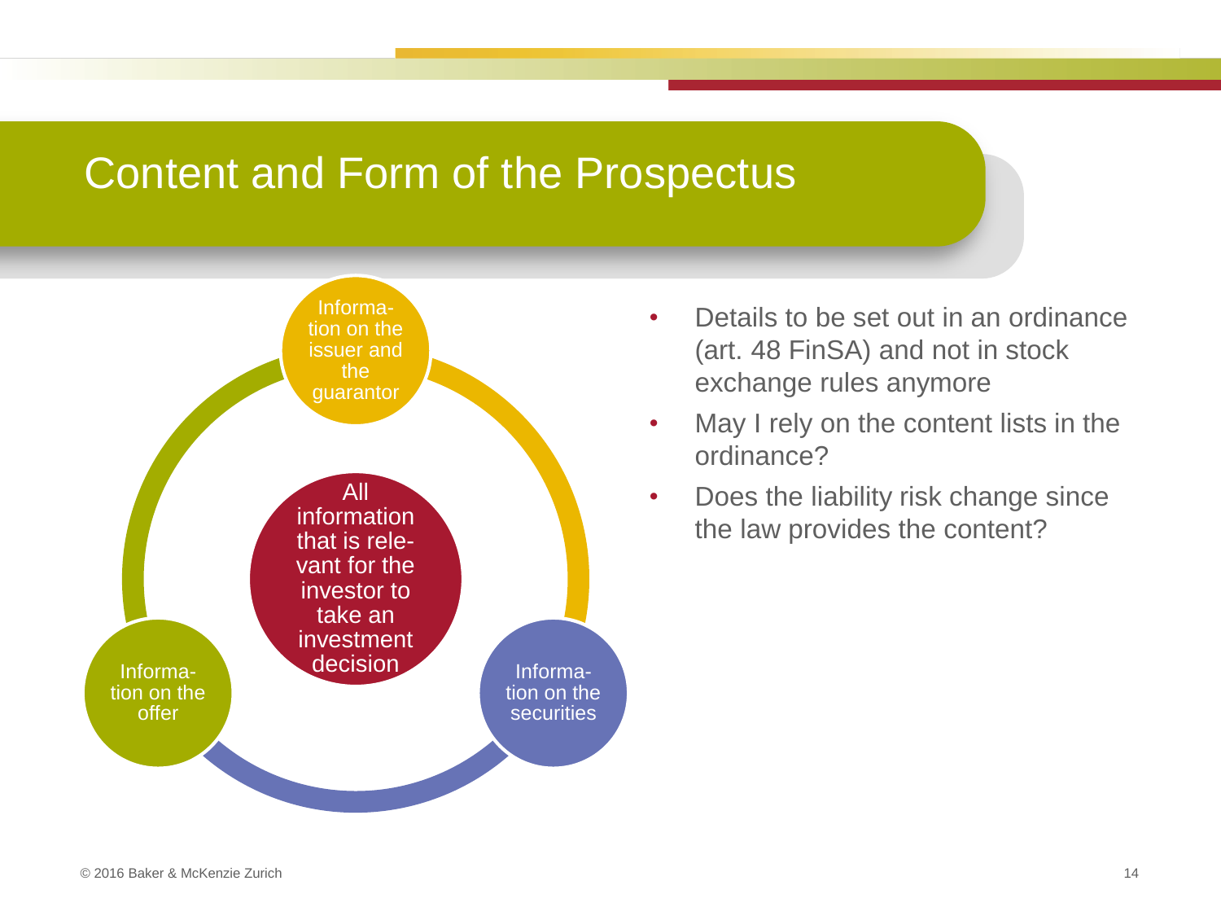# Content and Form of the Prospectus

Information on the issuer and the guarantor

All information that is relevant for the investor to take an investment decision

Information on the offer

Information on the securities

- Details to be set out in an ordinance (art. 48 FinSA) and not in stock exchange rules anymore
- May I rely on the content lists in the ordinance?
- Does the liability risk change since the law provides the content?

© 2016 Baker & McKenzie Zurich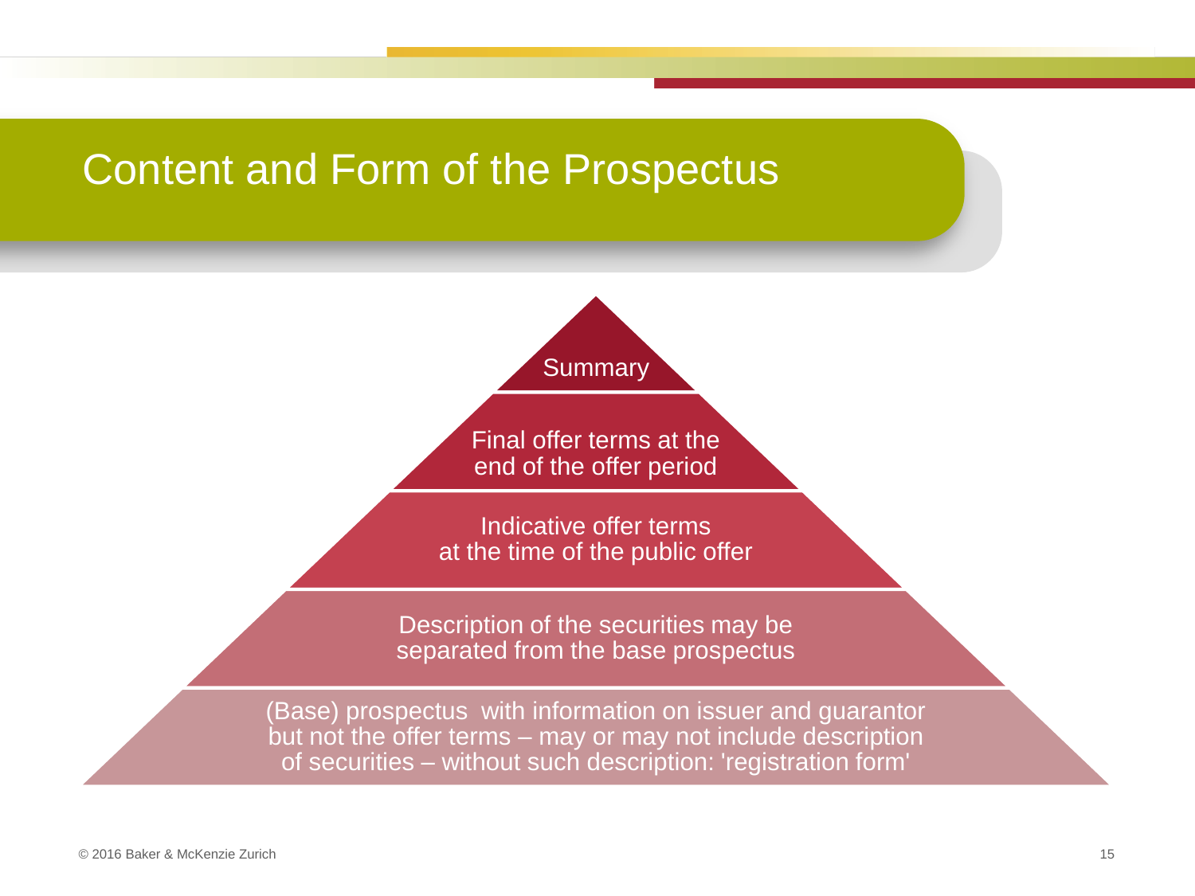# Content and Form of the Prospectus

Summary

Final offer terms at the end of the offer period

Indicative offer terms at the time of the public offer

Description of the securities may be separated from the base prospectus

(Base) prospectus with information on issuer and guarantor but not the offer terms – may or may not include description of securities – without such description: 'registration form'

© 2016 Baker & McKenzie Zurich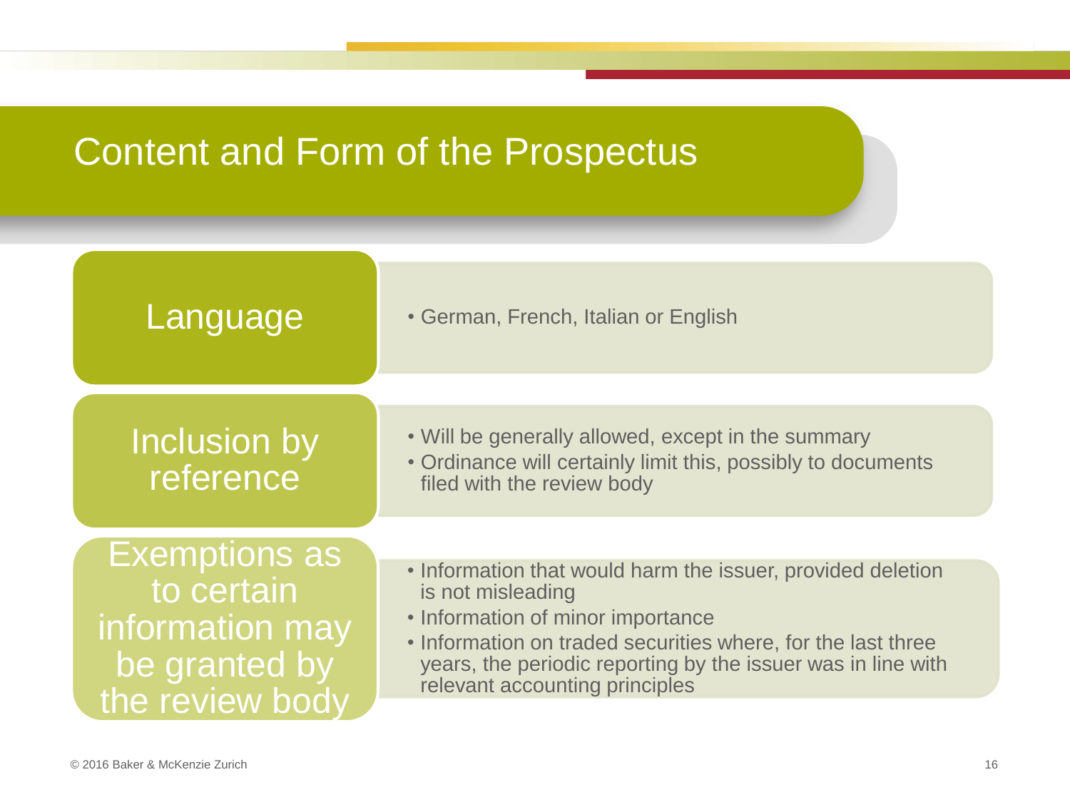# Content and Form of the Prospectus

## Language

- German, French, Italian or English

## Inclusion by reference

- Will be generally allowed, except in the summary
- Ordinance will certainly limit this, possibly to documents filed with the review body

## Exemptions as to certain information may be granted by the review body

- Information that would harm the issuer, provided deletion is not misleading
- Information of minor importance
- Information on traded securities where, for the last three years, the periodic reporting by the issuer was in line with relevant accounting principles

© 2016 Baker & McKenzie Zurich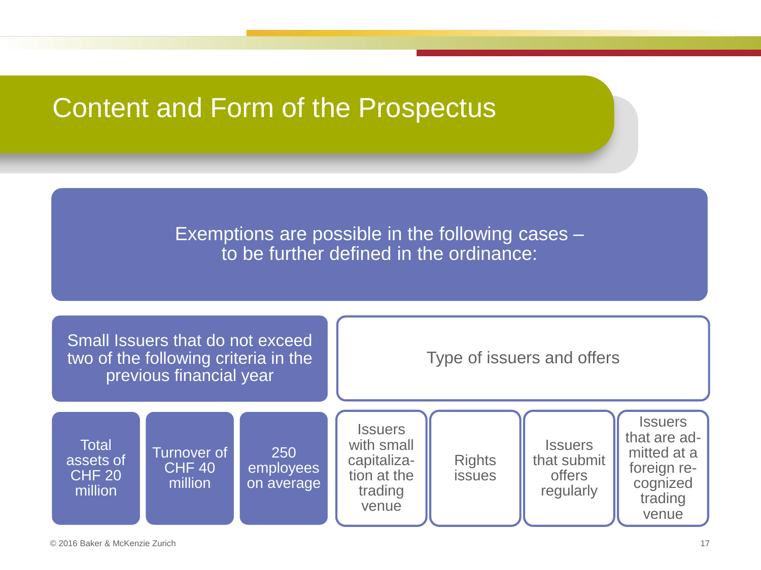# Content and Form of the Prospectus

Exemptions are possible in the following cases – to be further defined in the ordinance:

**Small Issuers that do not exceed two of the following criteria in the previous financial year**

- Total assets of CHF 20 million
- Turnover of CHF 40 million
- 250 employees on average

**Type of issuers and offers**

- Issuers with small capitalization at the trading venue
- Rights issues
- Issuers that submit offers regularly
- Issuers that are admitted at a foreign recognized trading venue

© 2016 Baker & McKenzie Zurich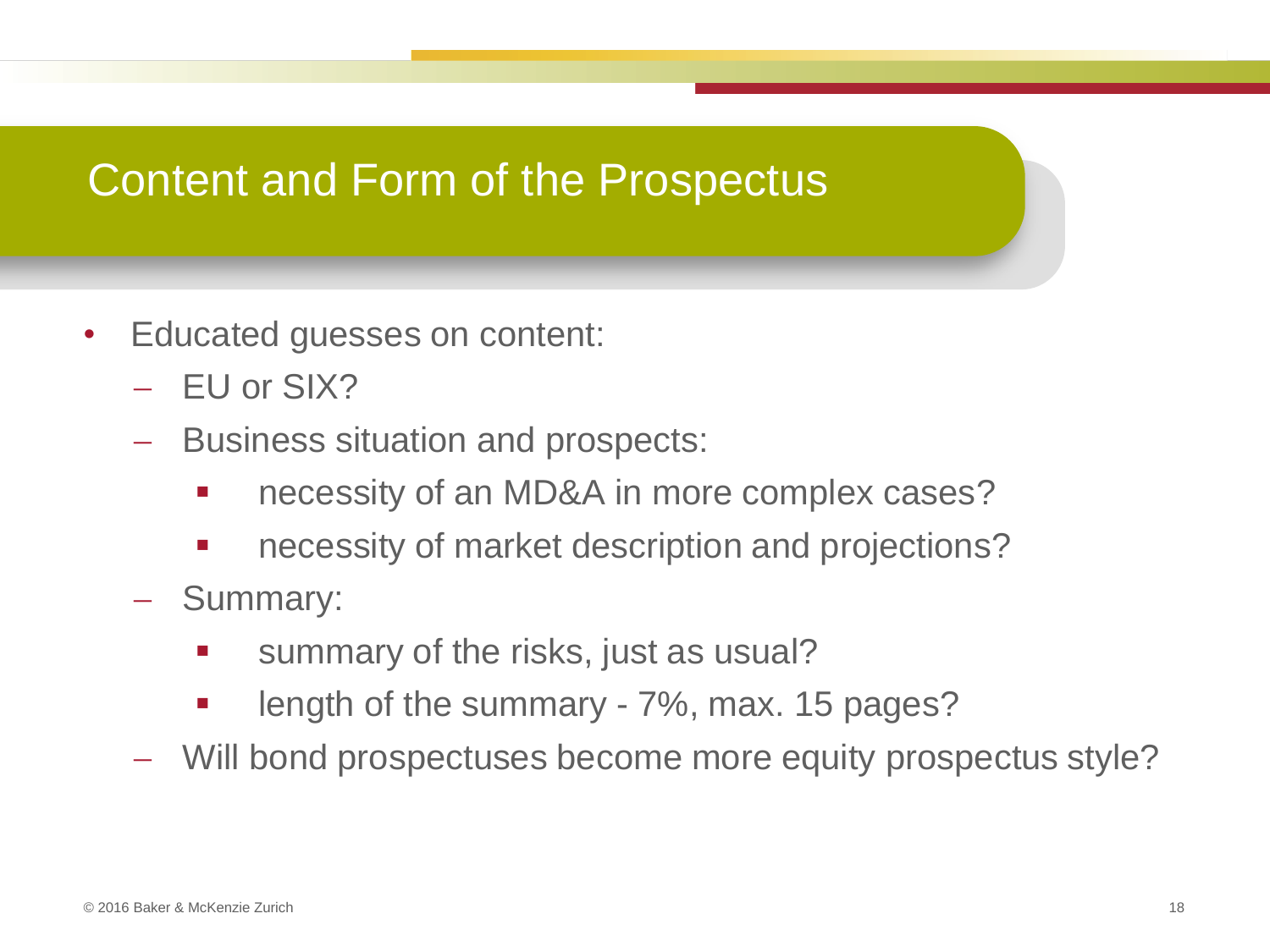# Content and Form of the Prospectus

- Educated guesses on content:
  - EU or SIX?
  - Business situation and prospects:
    - necessity of an MD&A in more complex cases?
    - necessity of market description and projections?
  - Summary:
    - summary of the risks, just as usual?
    - length of the summary - 7%, max. 15 pages?
  - Will bond prospectuses become more equity prospectus style?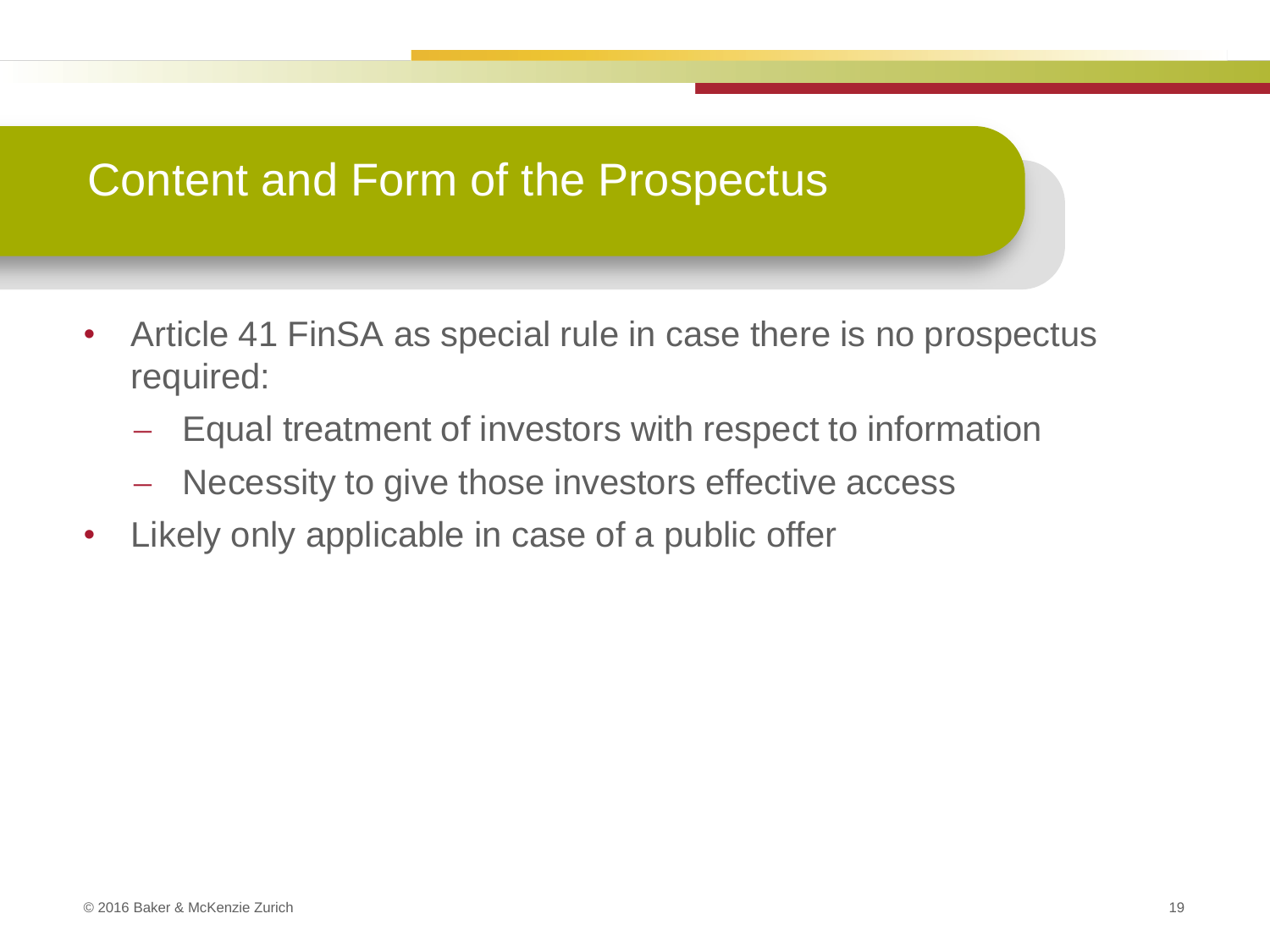# Content and Form of the Prospectus

- Article 41 FinSA as special rule in case there is no prospectus required:
  - Equal treatment of investors with respect to information
  - Necessity to give those investors effective access
- Likely only applicable in case of a public offer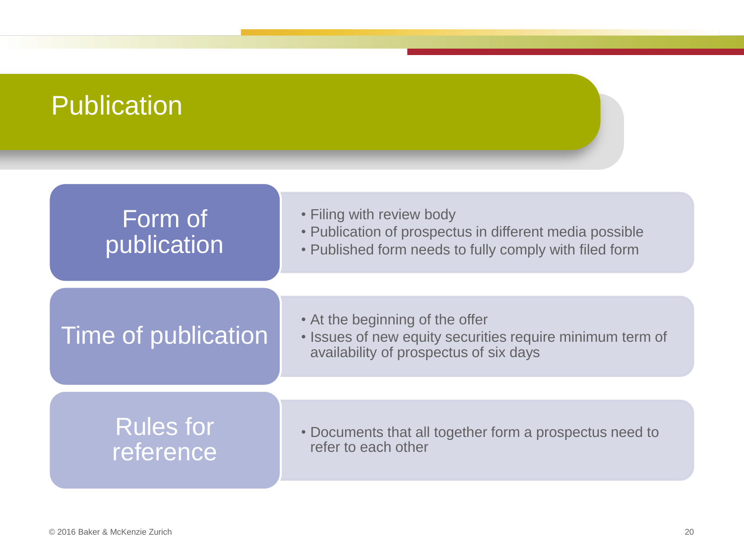# Publication

## Form of publication

- Filing with review body
- Publication of prospectus in different media possible
- Published form needs to fully comply with filed form

## Time of publication

- At the beginning of the offer
- Issues of new equity securities require minimum term of availability of prospectus of six days

## Rules for reference

- Documents that all together form a prospectus need to refer to each other

© 2016 Baker & McKenzie Zurich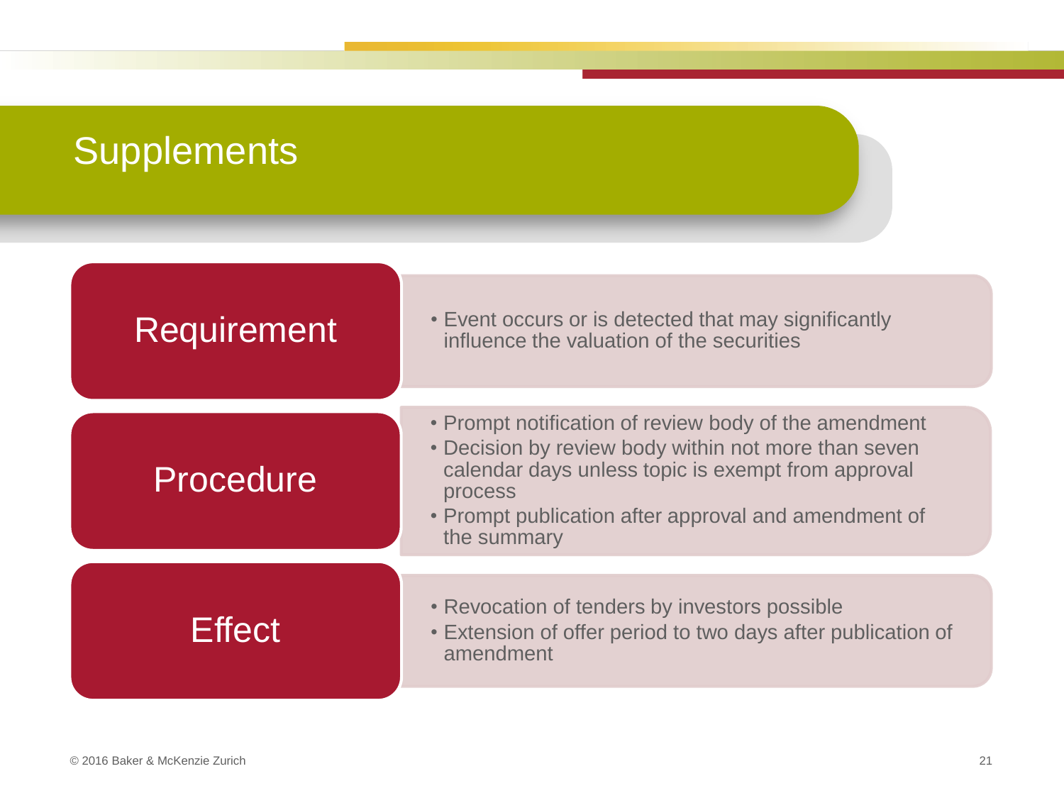# Supplements

## Requirement

- Event occurs or is detected that may significantly influence the valuation of the securities

## Procedure

- Prompt notification of review body of the amendment
- Decision by review body within not more than seven calendar days unless topic is exempt from approval process
- Prompt publication after approval and amendment of the summary

## Effect

- Revocation of tenders by investors possible
- Extension of offer period to two days after publication of amendment

© 2016 Baker & McKenzie Zurich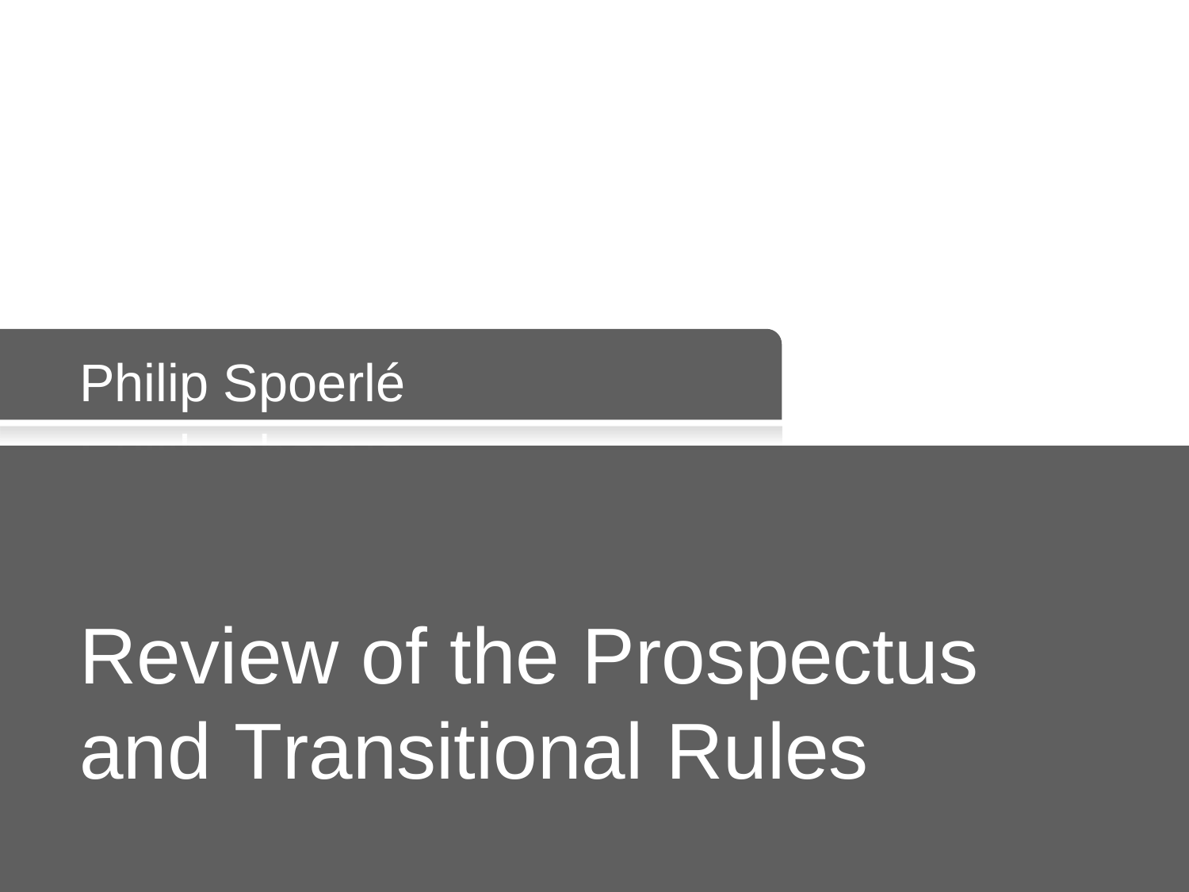Philip Spoerlé

# Review of the Prospectus and Transitional Rules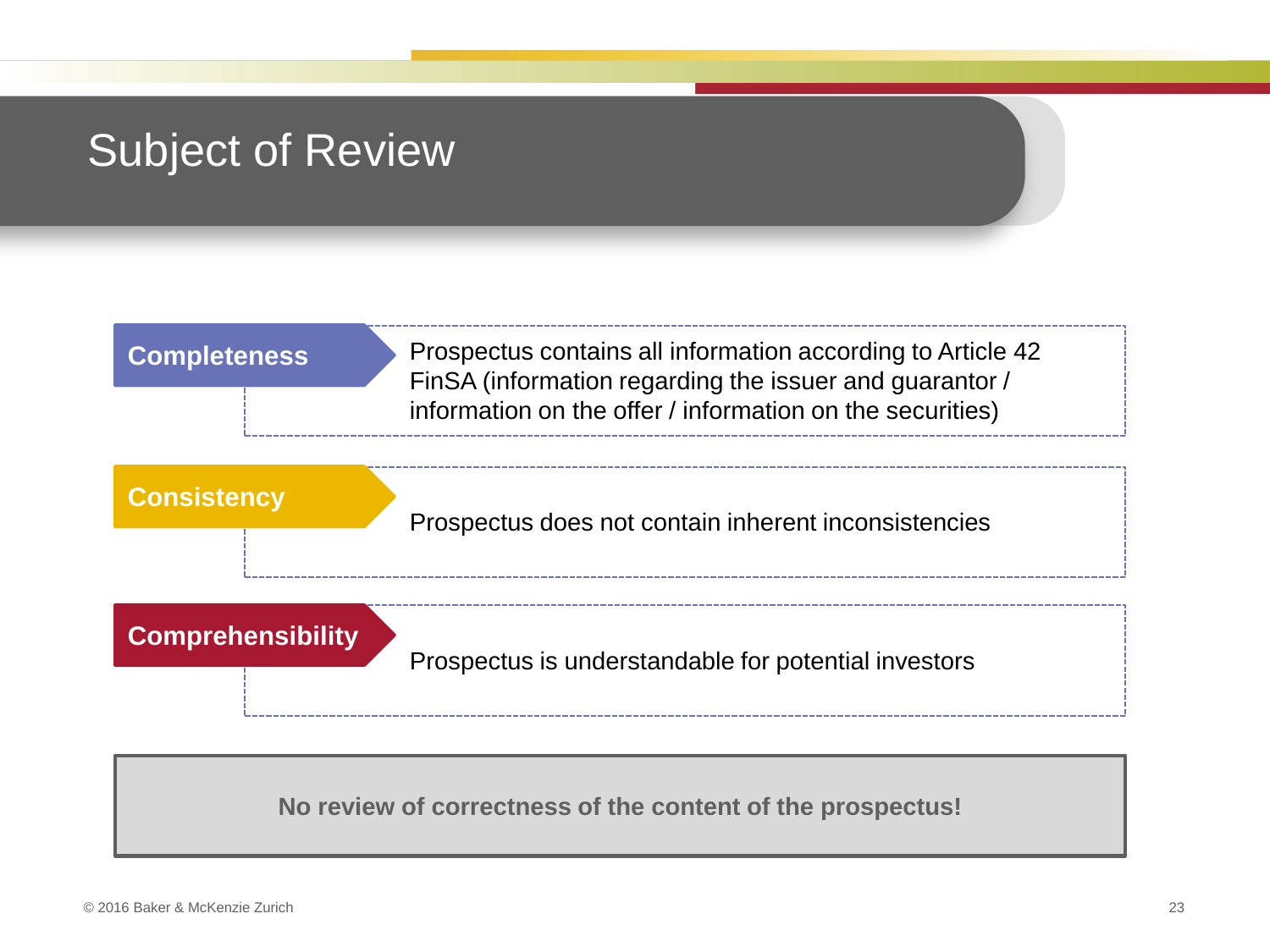# Subject of Review

**Completeness**

Prospectus contains all information according to Article 42 FinSA (information regarding the issuer and guarantor / information on the offer / information on the securities)

**Consistency**

Prospectus does not contain inherent inconsistencies

**Comprehensibility**

Prospectus is understandable for potential investors

**No review of correctness of the content of the prospectus!**

© 2016 Baker & McKenzie Zurich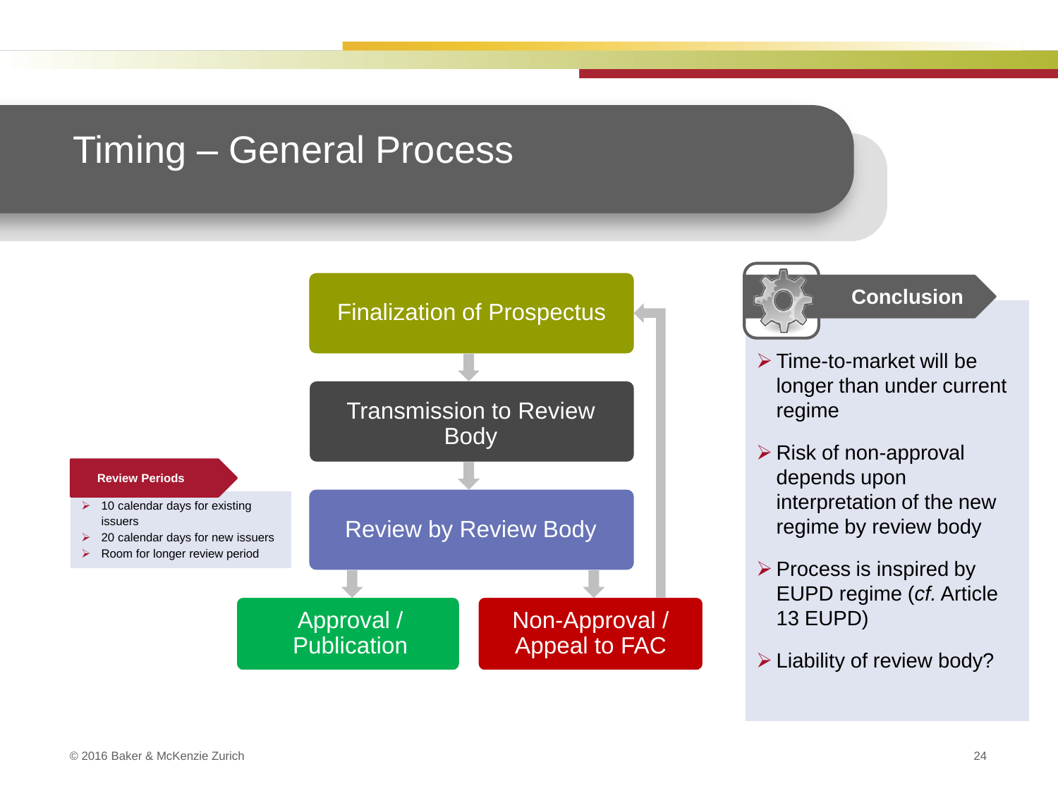# Timing – General Process

Finalization of Prospectus

Transmission to Review Body

Review by Review Body

Approval / Publication

Non-Approval / Appeal to FAC

**Review Periods**

- 10 calendar days for existing issuers
- 20 calendar days for new issuers
- Room for longer review period

**Conclusion**

- Time-to-market will be longer than under current regime
- Risk of non-approval depends upon interpretation of the new regime by review body
- Process is inspired by EUPD regime (*cf.* Article 13 EUPD)
- Liability of review body?

© 2016 Baker & McKenzie Zurich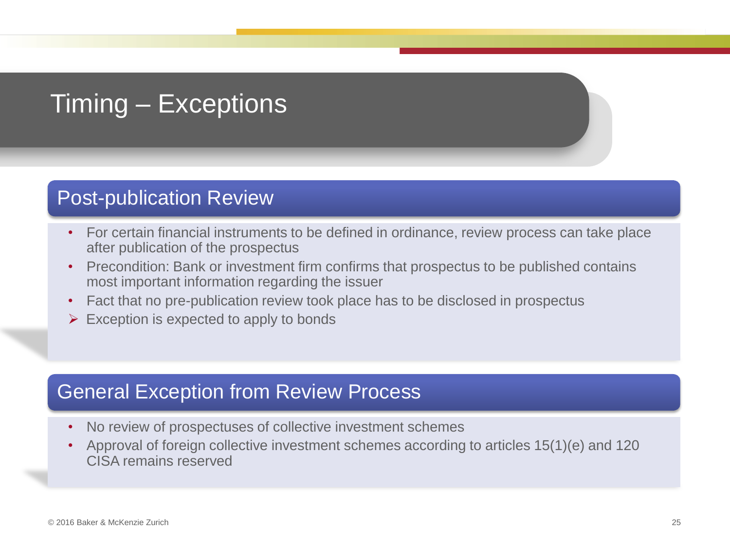# Timing – Exceptions

## Post-publication Review

- For certain financial instruments to be defined in ordinance, review process can take place after publication of the prospectus
- Precondition: Bank or investment firm confirms that prospectus to be published contains most important information regarding the issuer
- Fact that no pre-publication review took place has to be disclosed in prospectus
- ➢ Exception is expected to apply to bonds

## General Exception from Review Process

- No review of prospectuses of collective investment schemes
- Approval of foreign collective investment schemes according to articles 15(1)(e) and 120 CISA remains reserved

© 2016 Baker & McKenzie Zurich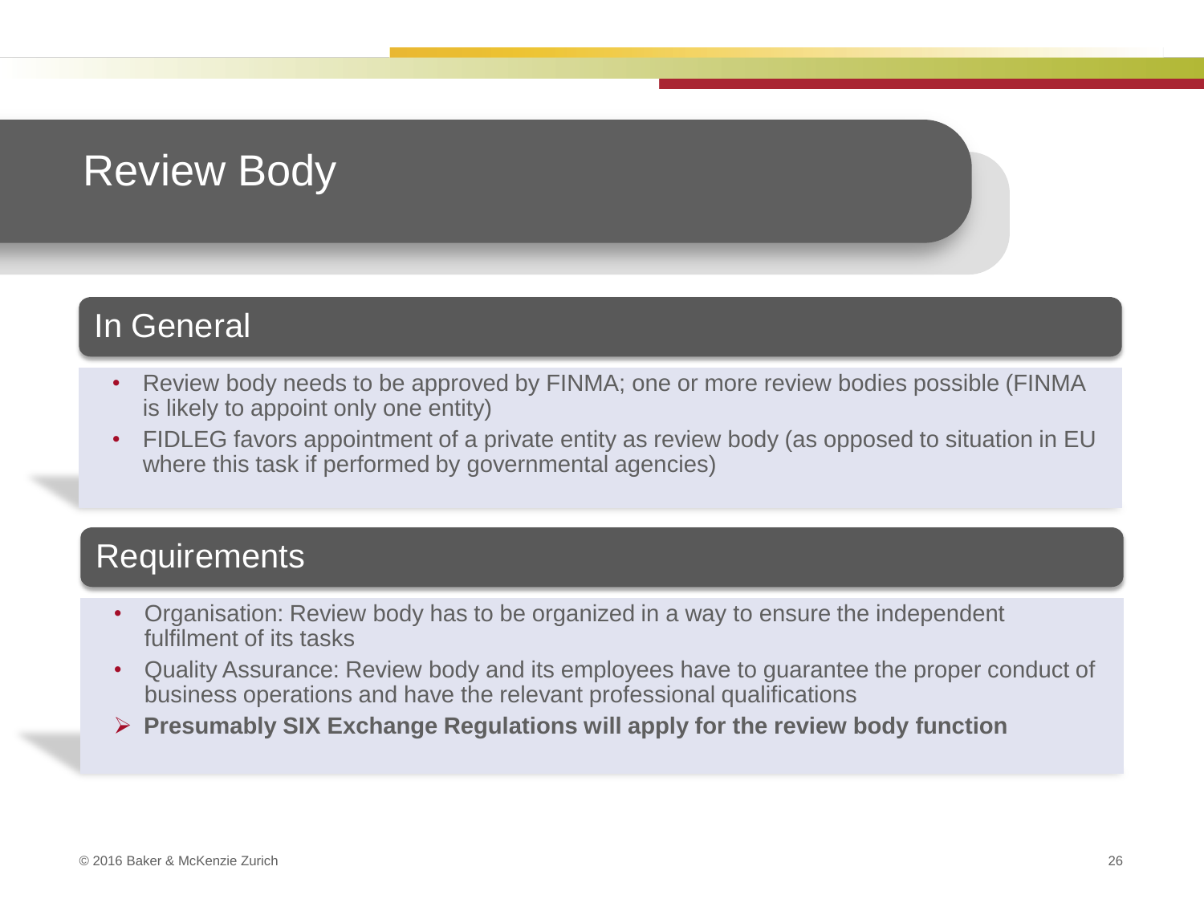# Review Body

## In General

- Review body needs to be approved by FINMA; one or more review bodies possible (FINMA is likely to appoint only one entity)
- FIDLEG favors appointment of a private entity as review body (as opposed to situation in EU where this task if performed by governmental agencies)

## Requirements

- Organisation: Review body has to be organized in a way to ensure the independent fulfilment of its tasks
- Quality Assurance: Review body and its employees have to guarantee the proper conduct of business operations and have the relevant professional qualifications
- **Presumably SIX Exchange Regulations will apply for the review body function**

© 2016 Baker & McKenzie Zurich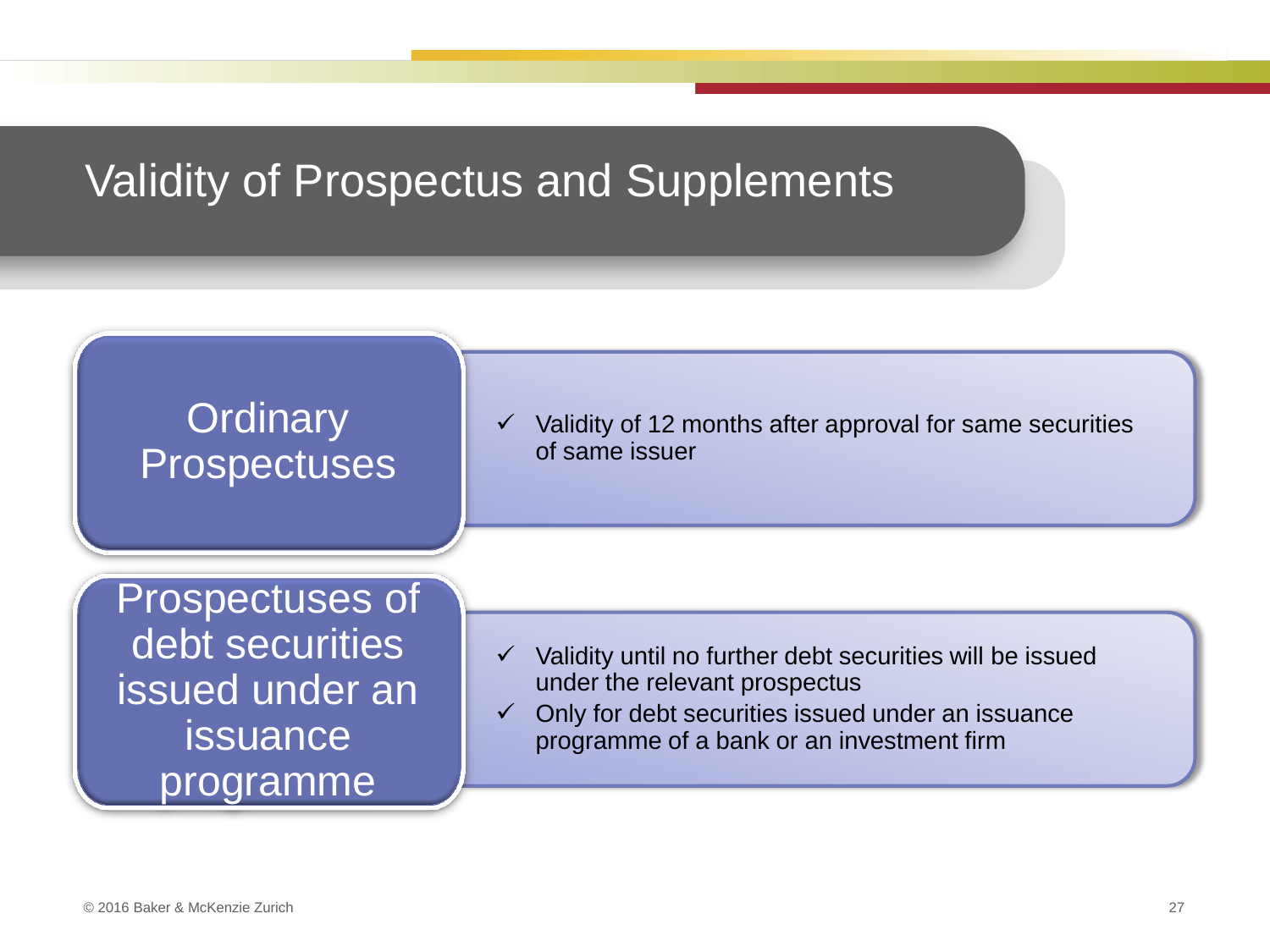# Validity of Prospectus and Supplements

## Ordinary Prospectuses

- ✓ Validity of 12 months after approval for same securities of same issuer

## Prospectuses of debt securities issued under an issuance programme

- ✓ Validity until no further debt securities will be issued under the relevant prospectus
- ✓ Only for debt securities issued under an issuance programme of a bank or an investment firm

© 2016 Baker & McKenzie Zurich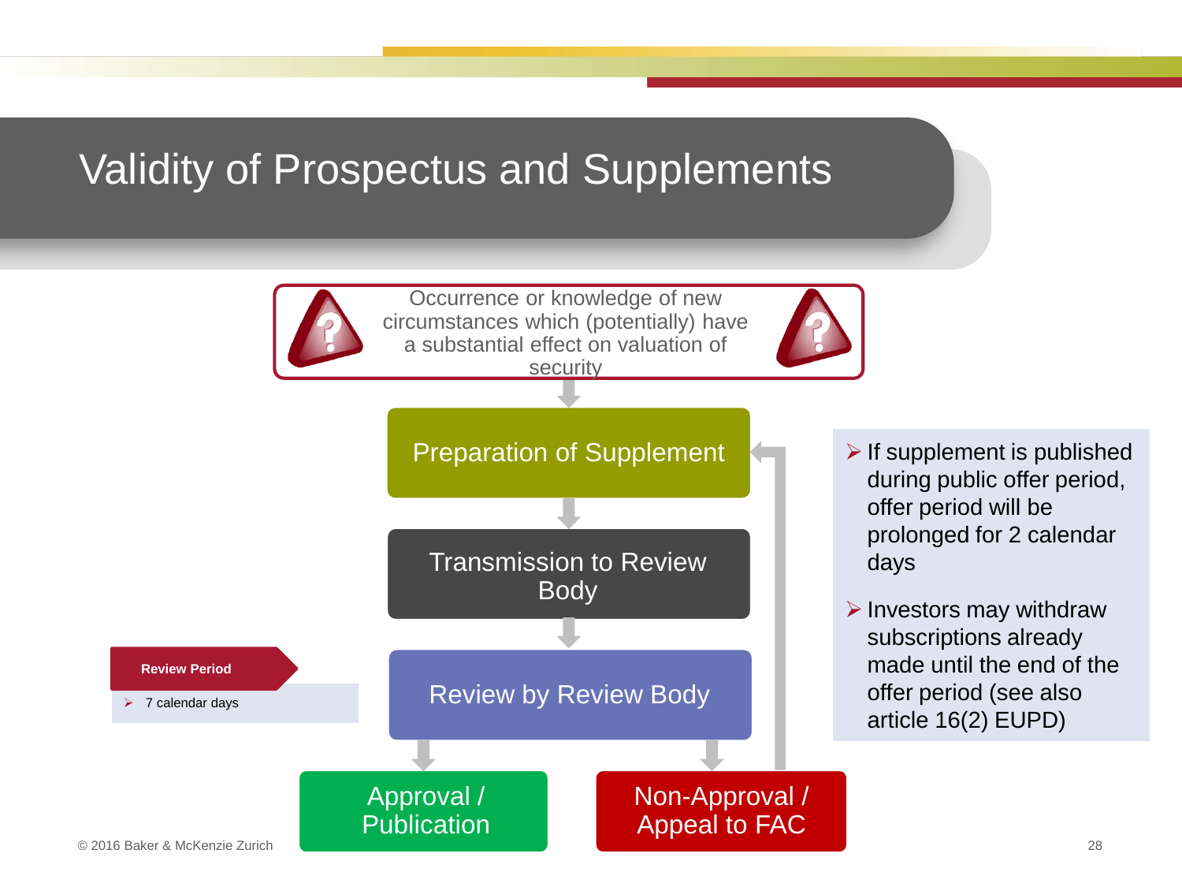# Validity of Prospectus and Supplements

Occurrence or knowledge of new circumstances which (potentially) have a substantial effect on valuation of security

Preparation of Supplement

Transmission to Review Body

Review by Review Body

Approval / Publication

Non-Approval / Appeal to FAC

**Review Period**

- 7 calendar days

- If supplement is published during public offer period, offer period will be prolonged for 2 calendar days
- Investors may withdraw subscriptions already made until the end of the offer period (see also article 16(2) EUPD)

© 2016 Baker & McKenzie Zurich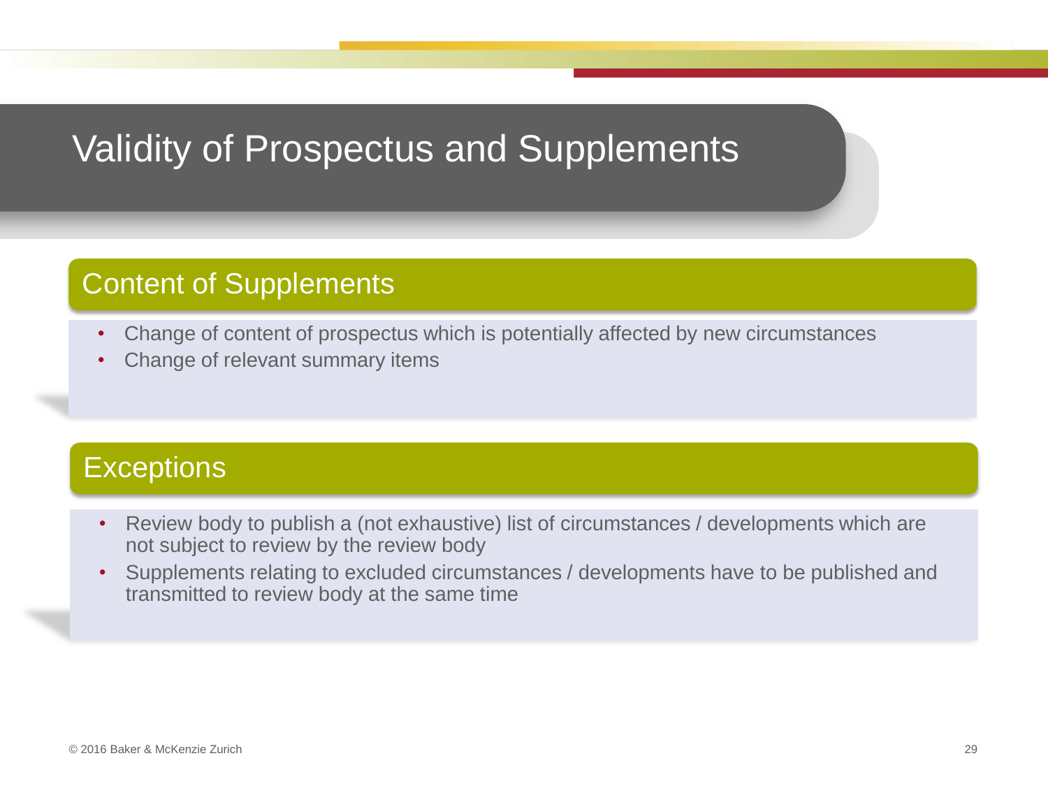# Validity of Prospectus and Supplements

## Content of Supplements

- Change of content of prospectus which is potentially affected by new circumstances
- Change of relevant summary items

## Exceptions

- Review body to publish a (not exhaustive) list of circumstances / developments which are not subject to review by the review body
- Supplements relating to excluded circumstances / developments have to be published and transmitted to review body at the same time

© 2016 Baker & McKenzie Zurich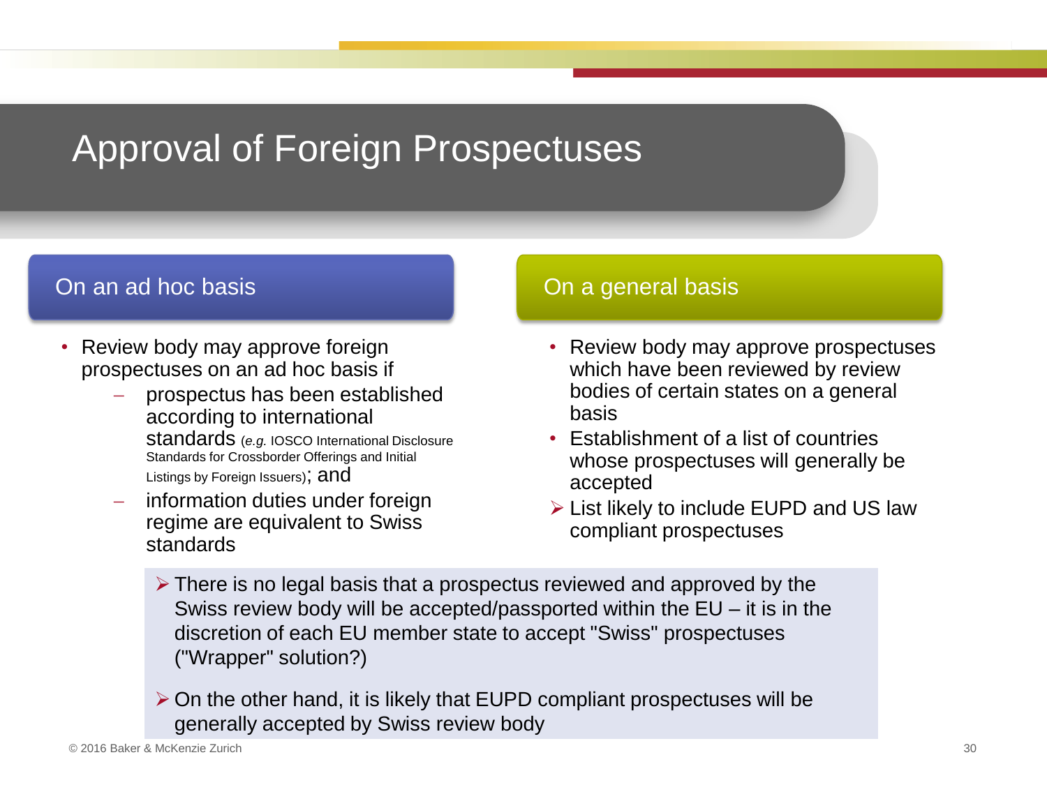# Approval of Foreign Prospectuses

## On an ad hoc basis

- Review body may approve foreign prospectuses on an ad hoc basis if
  - prospectus has been established according to international standards (*e.g.* IOSCO International Disclosure Standards for Crossborder Offerings and Initial Listings by Foreign Issuers); and
  - information duties under foreign regime are equivalent to Swiss standards

## On a general basis

- Review body may approve prospectuses which have been reviewed by review bodies of certain states on a general basis
- Establishment of a list of countries whose prospectuses will generally be accepted
- ➢ List likely to include EUPD and US law compliant prospectuses

➢ There is no legal basis that a prospectus reviewed and approved by the Swiss review body will be accepted/passported within the EU – it is in the discretion of each EU member state to accept "Swiss" prospectuses ("Wrapper" solution?)

➢ On the other hand, it is likely that EUPD compliant prospectuses will be generally accepted by Swiss review body

© 2016 Baker & McKenzie Zurich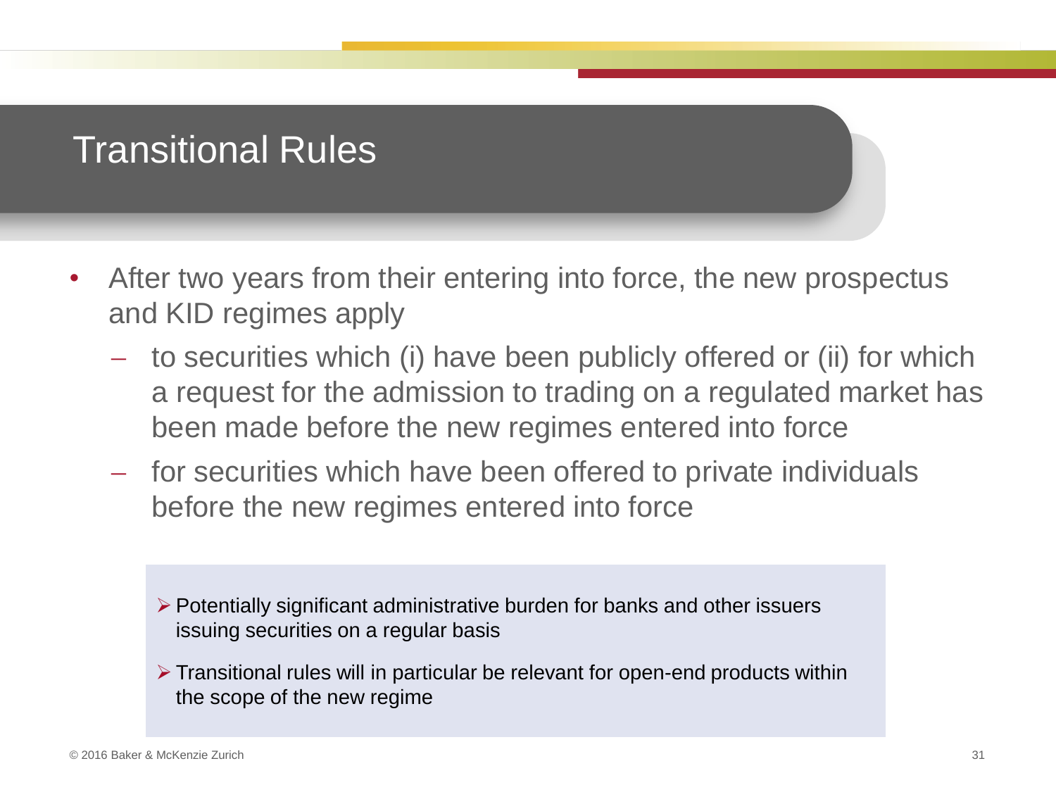# Transitional Rules

- After two years from their entering into force, the new prospectus and KID regimes apply
  - to securities which (i) have been publicly offered or (ii) for which a request for the admission to trading on a regulated market has been made before the new regimes entered into force
  - for securities which have been offered to private individuals before the new regimes entered into force

> - Potentially significant administrative burden for banks and other issuers issuing securities on a regular basis
> - Transitional rules will in particular be relevant for open-end products within the scope of the new regime

© 2016 Baker & McKenzie Zurich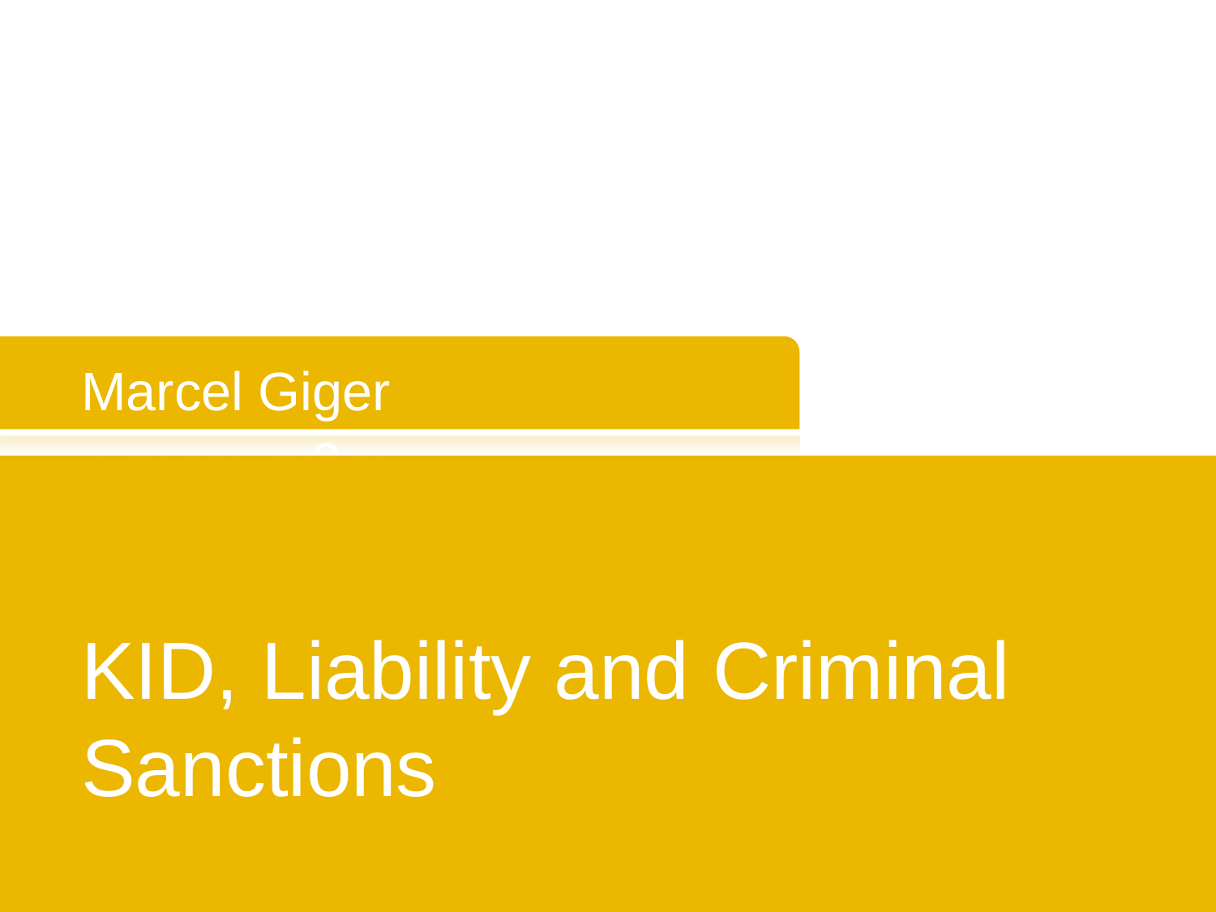Marcel Giger

# KID, Liability and Criminal Sanctions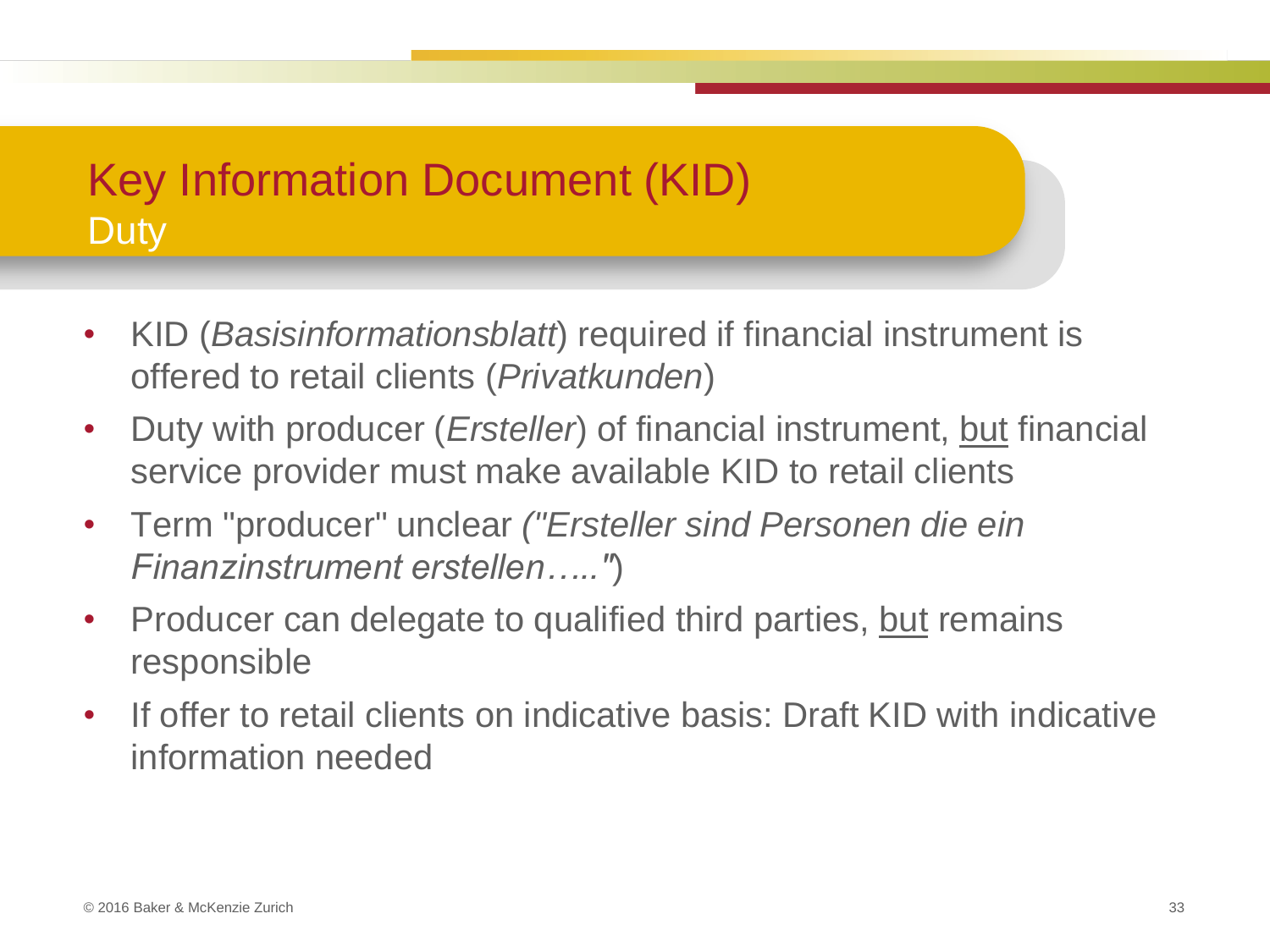# Key Information Document (KID)
## Duty

- KID (*Basisinformationsblatt*) required if financial instrument is offered to retail clients (*Privatkunden*)
- Duty with producer (*Ersteller*) of financial instrument, <u>but</u> financial service provider must make available KID to retail clients
- Term "producer" unclear *("Ersteller sind Personen die ein Finanzinstrument erstellen….."*)
- Producer can delegate to qualified third parties, <u>but</u> remains responsible
- If offer to retail clients on indicative basis: Draft KID with indicative information needed

© 2016 Baker & McKenzie Zurich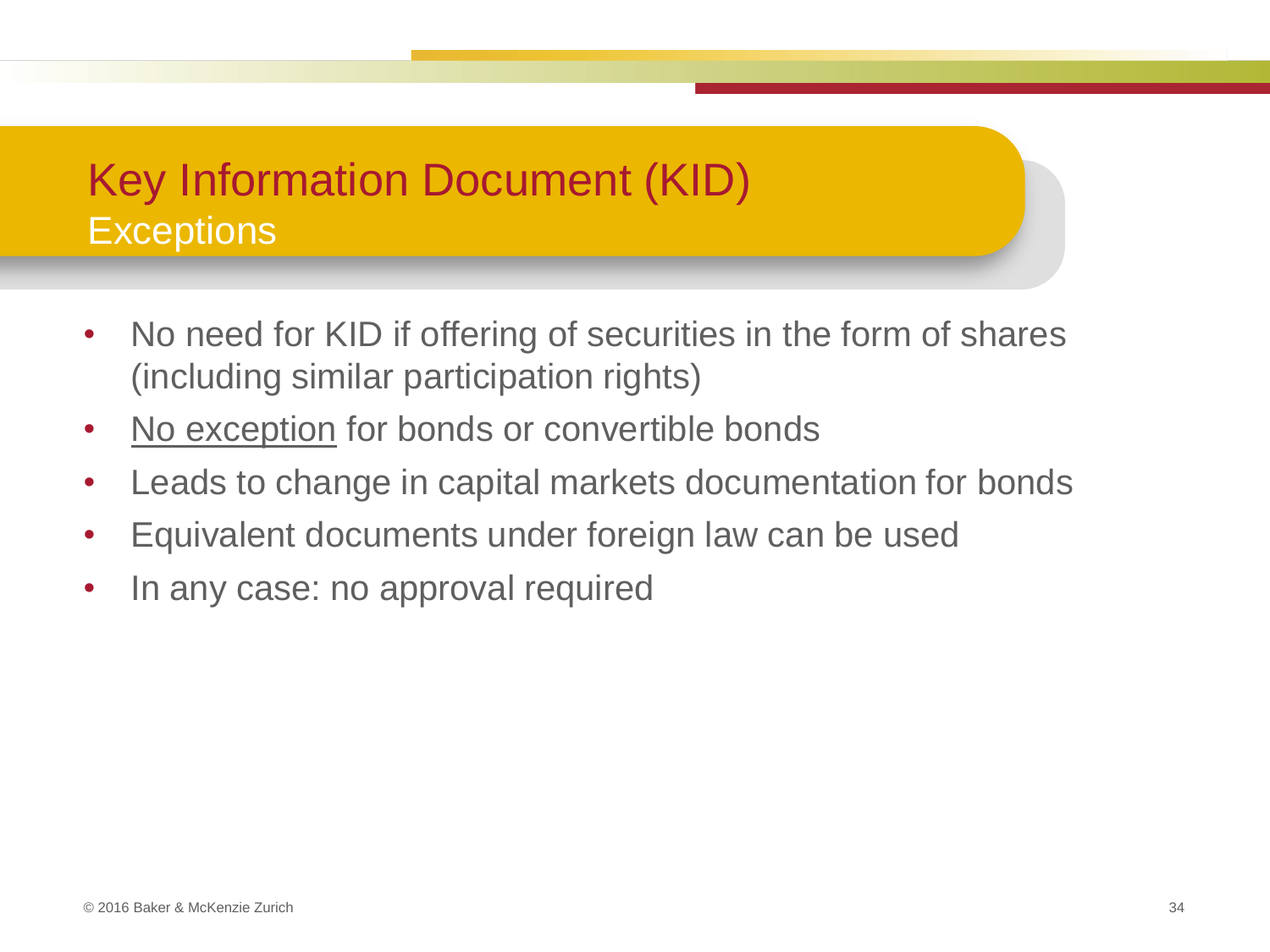# Key Information Document (KID)
## Exceptions

- No need for KID if offering of securities in the form of shares (including similar participation rights)
- <u>No exception</u> for bonds or convertible bonds
- Leads to change in capital markets documentation for bonds
- Equivalent documents under foreign law can be used
- In any case: no approval required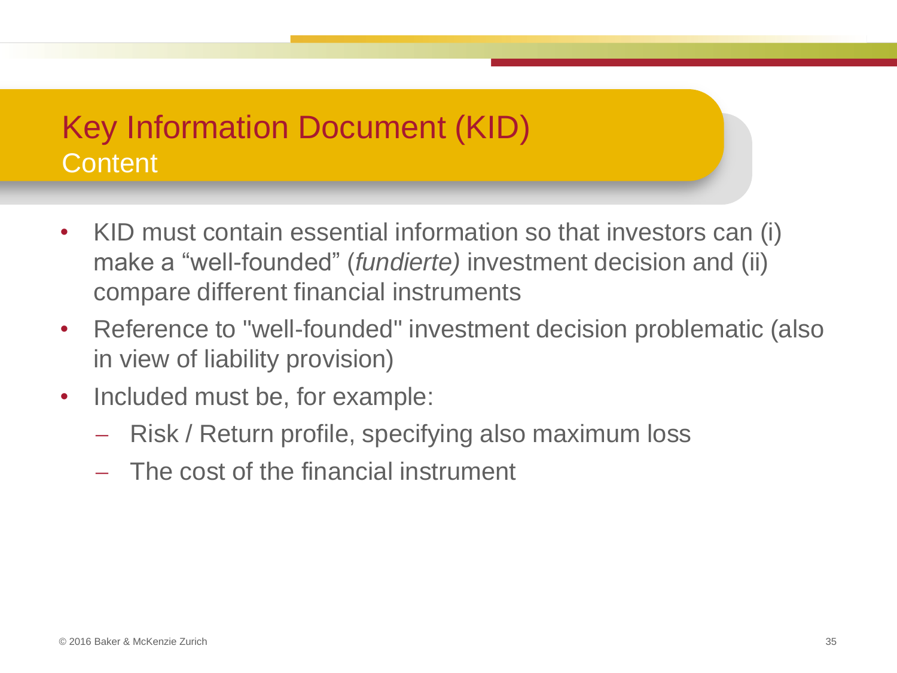# Key Information Document (KID)
## Content

- KID must contain essential information so that investors can (i) make a “well-founded” (*fundierte)* investment decision and (ii) compare different financial instruments
- Reference to "well-founded" investment decision problematic (also in view of liability provision)
- Included must be, for example:
  - Risk / Return profile, specifying also maximum loss
  - The cost of the financial instrument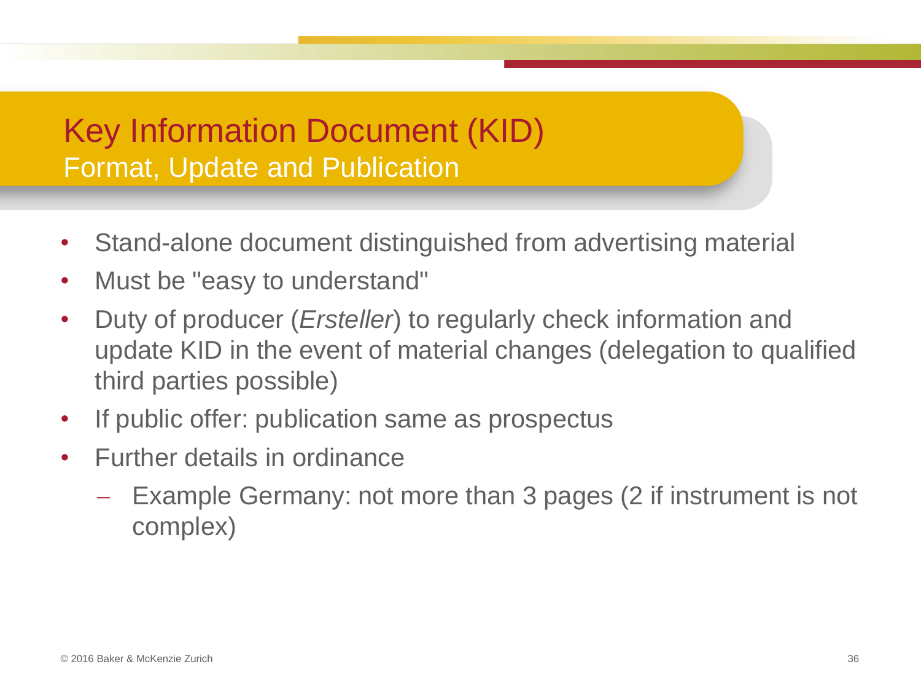# Key Information Document (KID)

## Format, Update and Publication

- Stand-alone document distinguished from advertising material
- Must be "easy to understand"
- Duty of producer (*Ersteller*) to regularly check information and update KID in the event of material changes (delegation to qualified third parties possible)
- If public offer: publication same as prospectus
- Further details in ordinance
  - Example Germany: not more than 3 pages (2 if instrument is not complex)

© 2016 Baker & McKenzie Zurich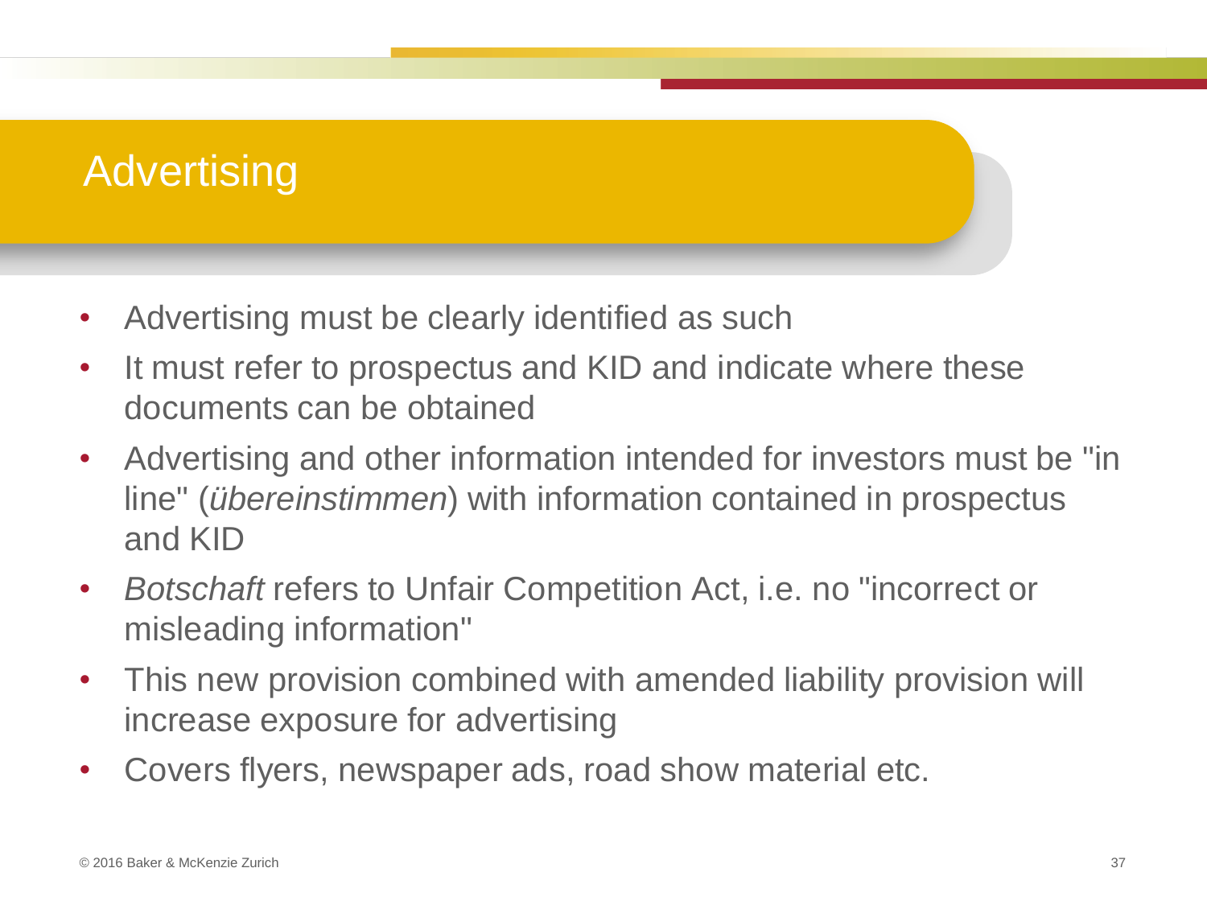# Advertising

- Advertising must be clearly identified as such
- It must refer to prospectus and KID and indicate where these documents can be obtained
- Advertising and other information intended for investors must be "in line" (*übereinstimmen*) with information contained in prospectus and KID
- *Botschaft* refers to Unfair Competition Act, i.e. no "incorrect or misleading information"
- This new provision combined with amended liability provision will increase exposure for advertising
- Covers flyers, newspaper ads, road show material etc.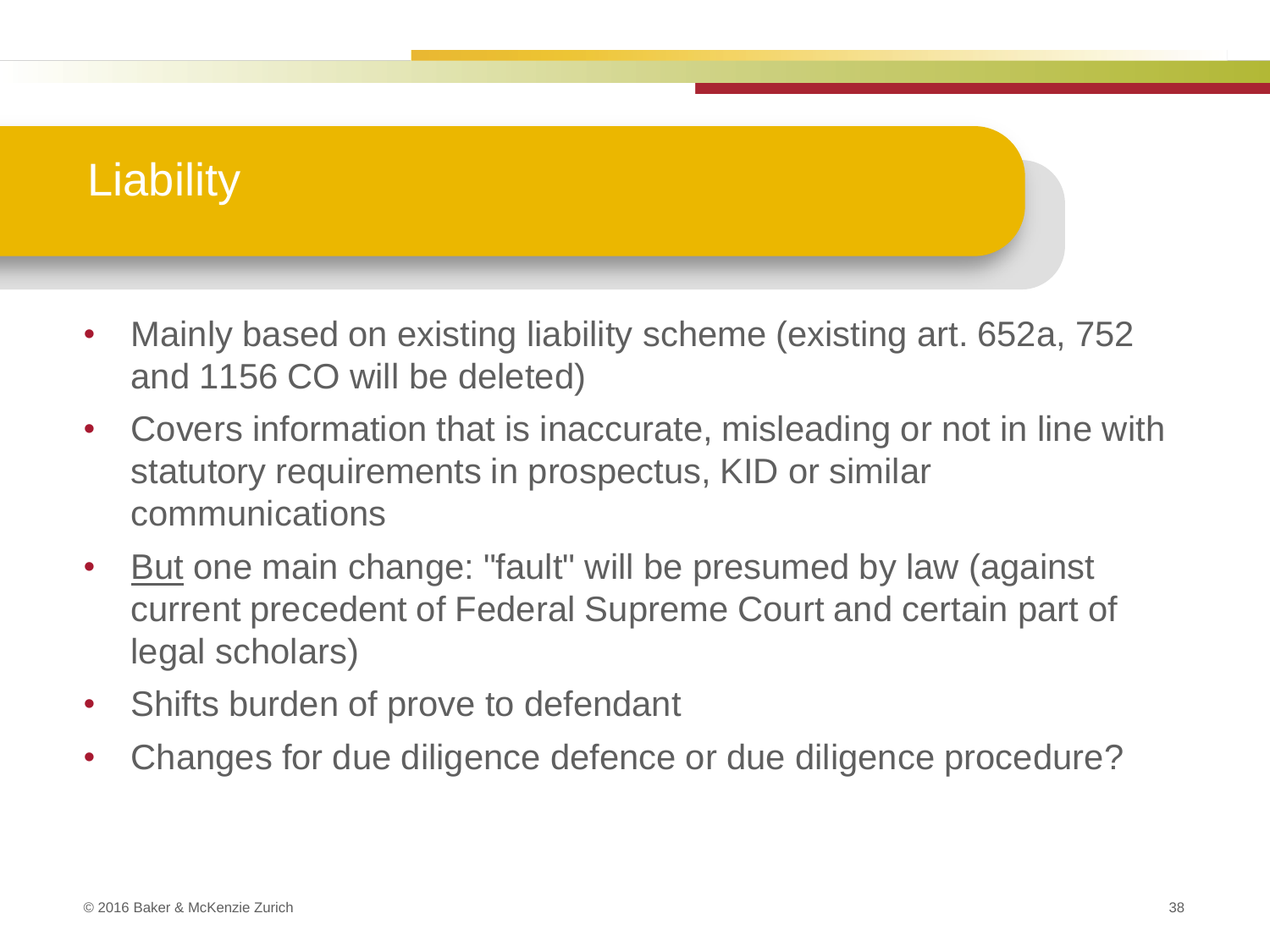# Liability

- Mainly based on existing liability scheme (existing art. 652a, 752 and 1156 CO will be deleted)
- Covers information that is inaccurate, misleading or not in line with statutory requirements in prospectus, KID or similar communications
- <u>But</u> one main change: "fault" will be presumed by law (against current precedent of Federal Supreme Court and certain part of legal scholars)
- Shifts burden of prove to defendant
- Changes for due diligence defence or due diligence procedure?

© 2016 Baker & McKenzie Zurich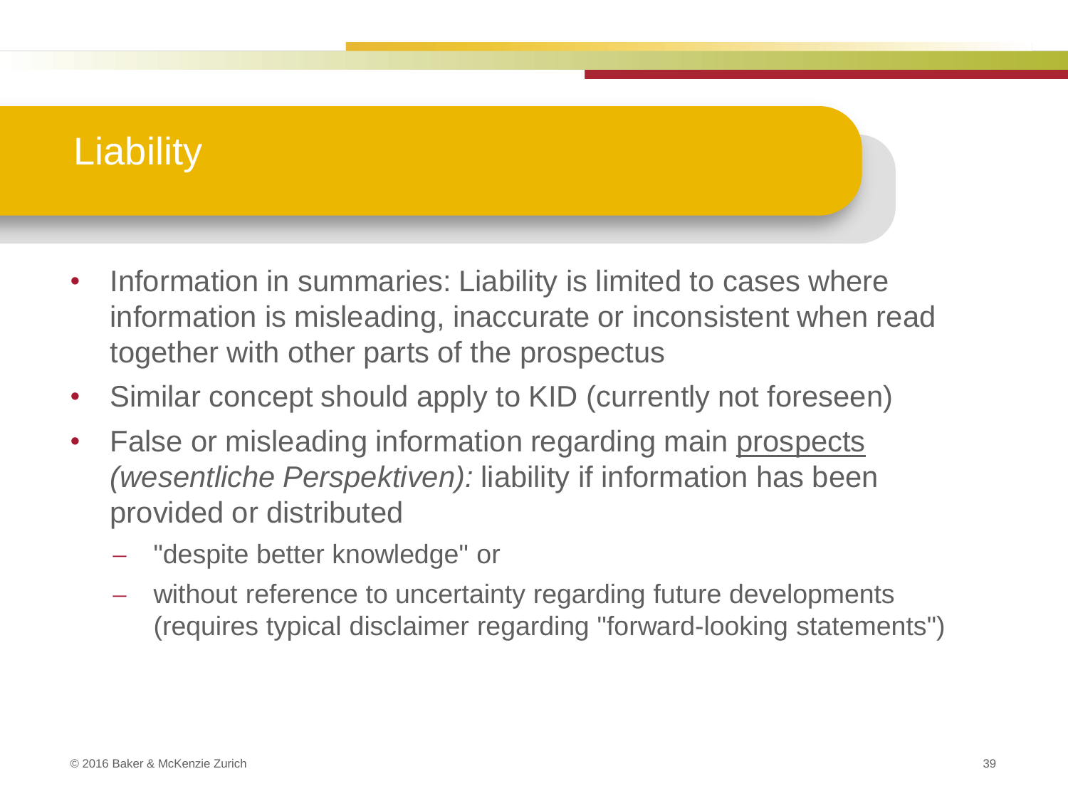# Liability

- Information in summaries: Liability is limited to cases where information is misleading, inaccurate or inconsistent when read together with other parts of the prospectus
- Similar concept should apply to KID (currently not foreseen)
- False or misleading information regarding main <u>prospects</u> *(wesentliche Perspektiven):* liability if information has been provided or distributed
  - "despite better knowledge" or
  - without reference to uncertainty regarding future developments (requires typical disclaimer regarding "forward-looking statements")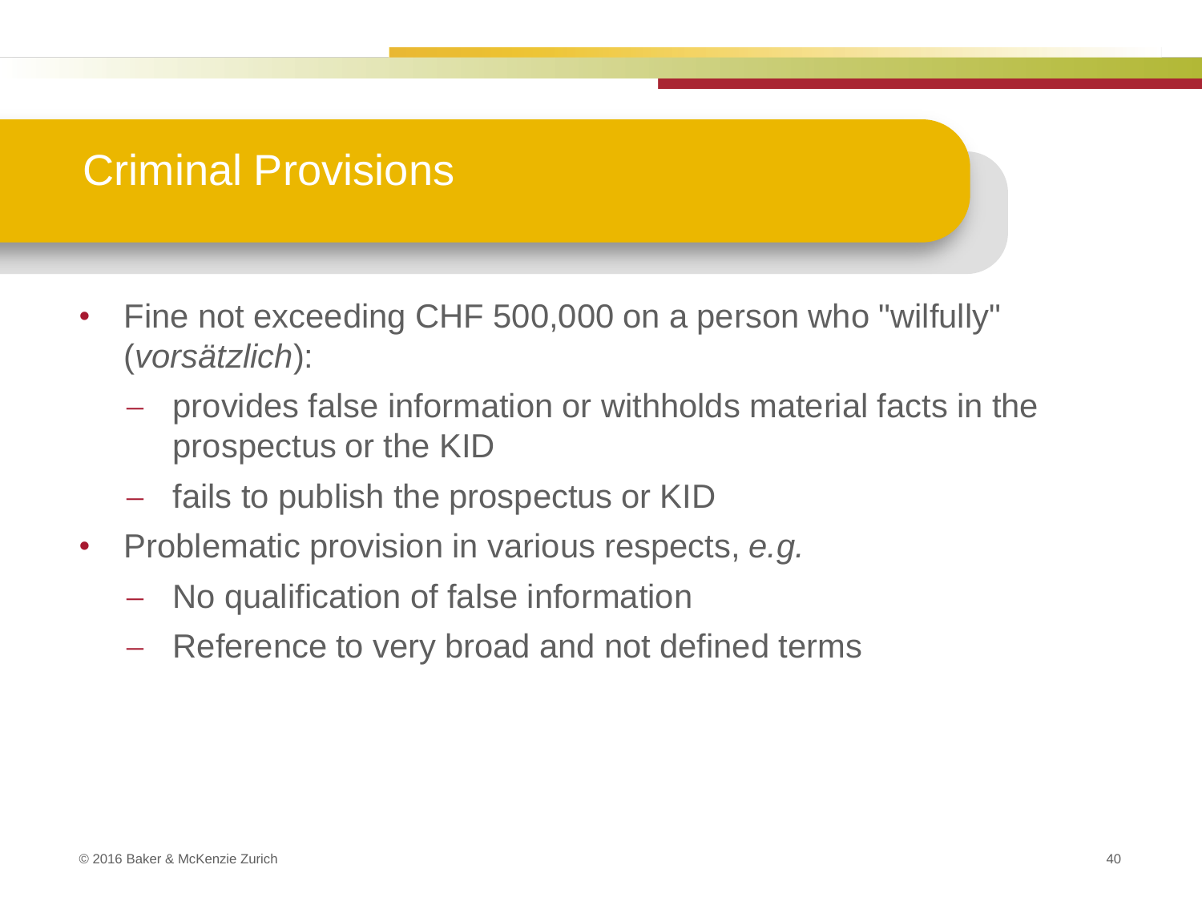# Criminal Provisions

- Fine not exceeding CHF 500,000 on a person who "wilfully" (*vorsätzlich*):
  - provides false information or withholds material facts in the prospectus or the KID
  - fails to publish the prospectus or KID
- Problematic provision in various respects, *e.g.*
  - No qualification of false information
  - Reference to very broad and not defined terms

© 2016 Baker & McKenzie Zurich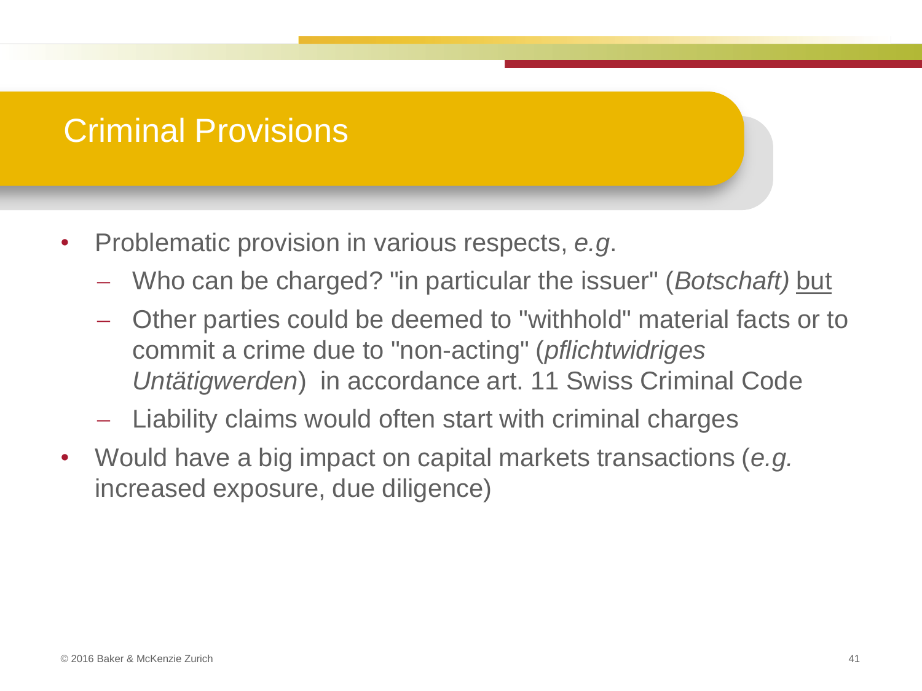# Criminal Provisions

- Problematic provision in various respects, *e.g*.
  - Who can be charged? "in particular the issuer" (*Botschaft)* <u>but</u>
  - Other parties could be deemed to "withhold" material facts or to commit a crime due to "non-acting" (*pflichtwidriges Untätigwerden*) in accordance art. 11 Swiss Criminal Code
  - Liability claims would often start with criminal charges
- Would have a big impact on capital markets transactions (*e.g.* increased exposure, due diligence)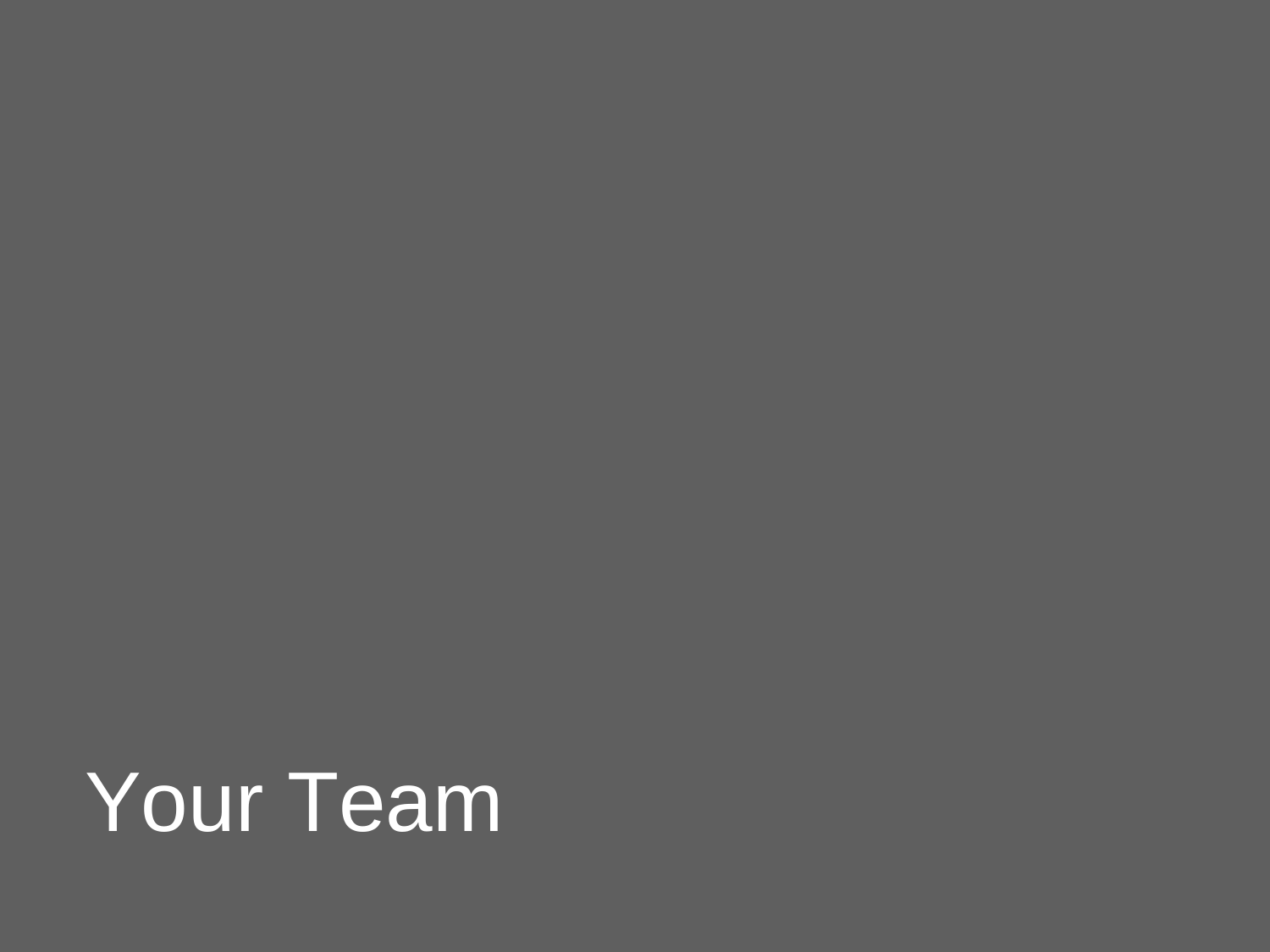# Your Team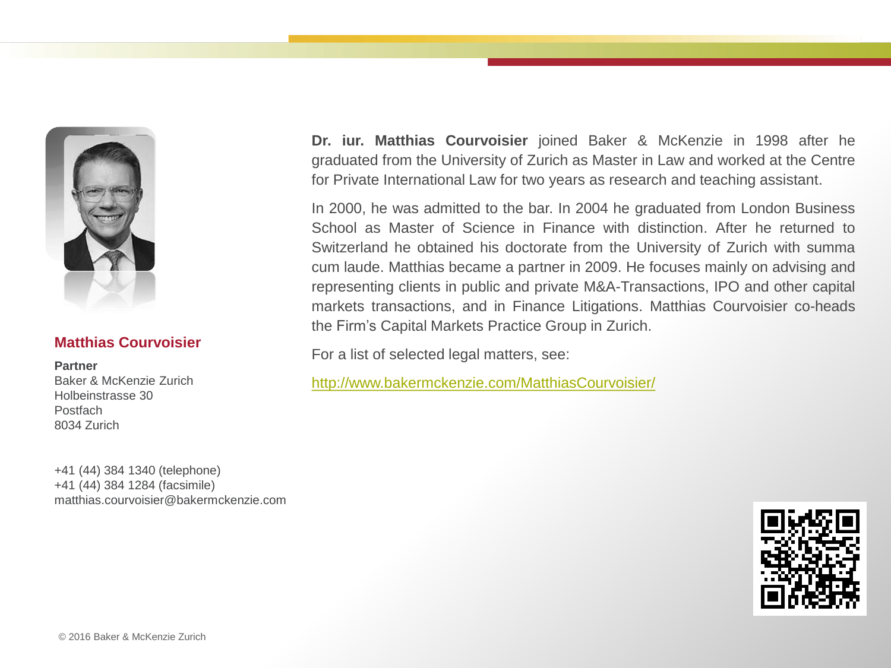## Matthias Courvoisier

**Partner**
Baker & McKenzie Zurich
Holbeinstrasse 30
Postfach
8034 Zurich

+41 (44) 384 1340 (telephone)
+41 (44) 384 1284 (facsimile)
matthias.courvoisier@bakermckenzie.com

**Dr. iur. Matthias Courvoisier** joined Baker & McKenzie in 1998 after he graduated from the University of Zurich as Master in Law and worked at the Centre for Private International Law for two years as research and teaching assistant.

In 2000, he was admitted to the bar. In 2004 he graduated from London Business School as Master of Science in Finance with distinction. After he returned to Switzerland he obtained his doctorate from the University of Zurich with summa cum laude. Matthias became a partner in 2009. He focuses mainly on advising and representing clients in public and private M&A-Transactions, IPO and other capital markets transactions, and in Finance Litigations. Matthias Courvoisier co-heads the Firm's Capital Markets Practice Group in Zurich.

For a list of selected legal matters, see:

http://www.bakermckenzie.com/MatthiasCourvoisier/

© 2016 Baker & McKenzie Zurich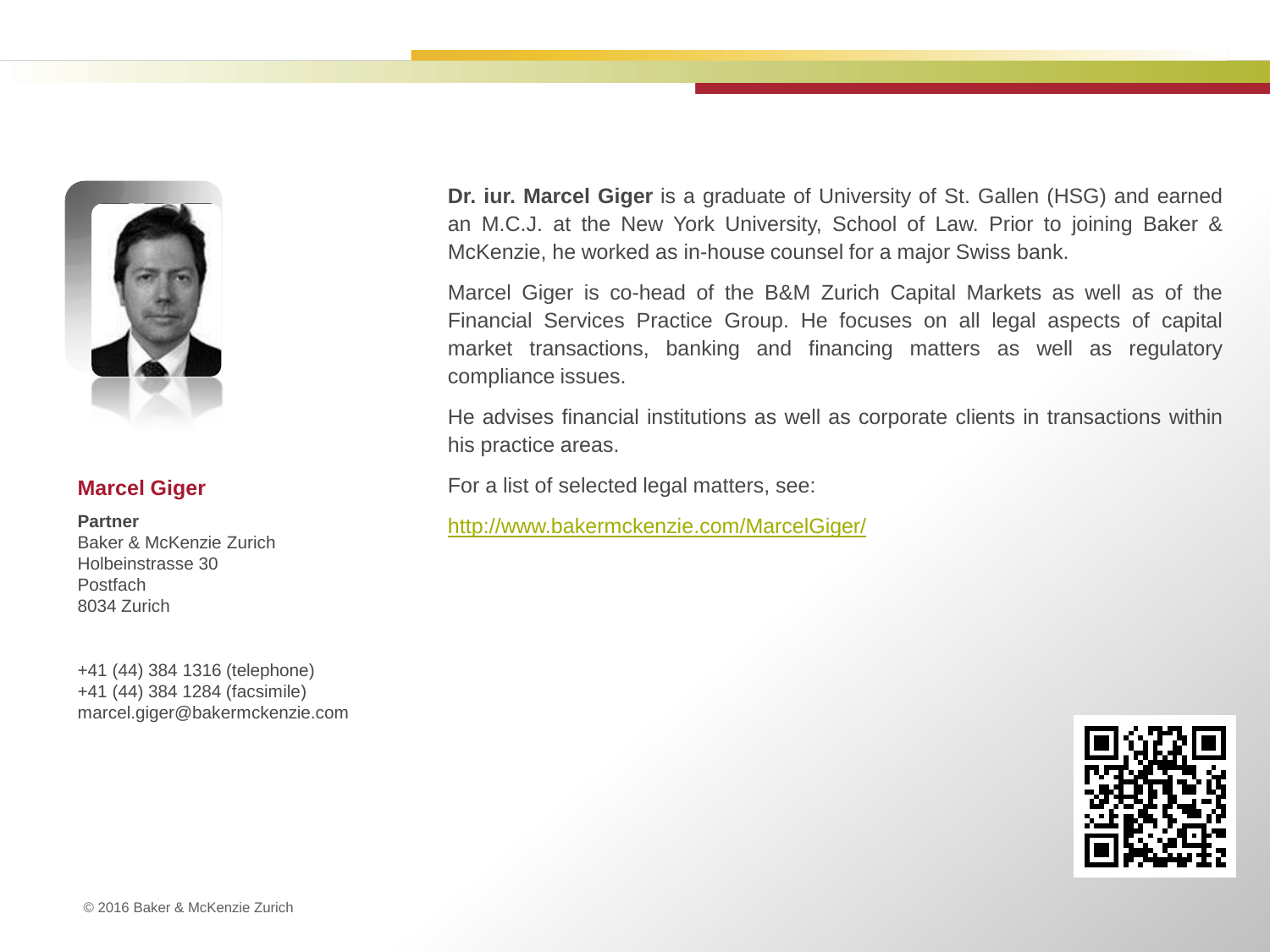## Marcel Giger

**Partner**
Baker & McKenzie Zurich
Holbeinstrasse 30
Postfach
8034 Zurich

+41 (44) 384 1316 (telephone)
+41 (44) 384 1284 (facsimile)
marcel.giger@bakermckenzie.com

**Dr. iur. Marcel Giger** is a graduate of University of St. Gallen (HSG) and earned an M.C.J. at the New York University, School of Law. Prior to joining Baker & McKenzie, he worked as in-house counsel for a major Swiss bank.

Marcel Giger is co-head of the B&M Zurich Capital Markets as well as of the Financial Services Practice Group. He focuses on all legal aspects of capital market transactions, banking and financing matters as well as regulatory compliance issues.

He advises financial institutions as well as corporate clients in transactions within his practice areas.

For a list of selected legal matters, see:

http://www.bakermckenzie.com/MarcelGiger/

© 2016 Baker & McKenzie Zurich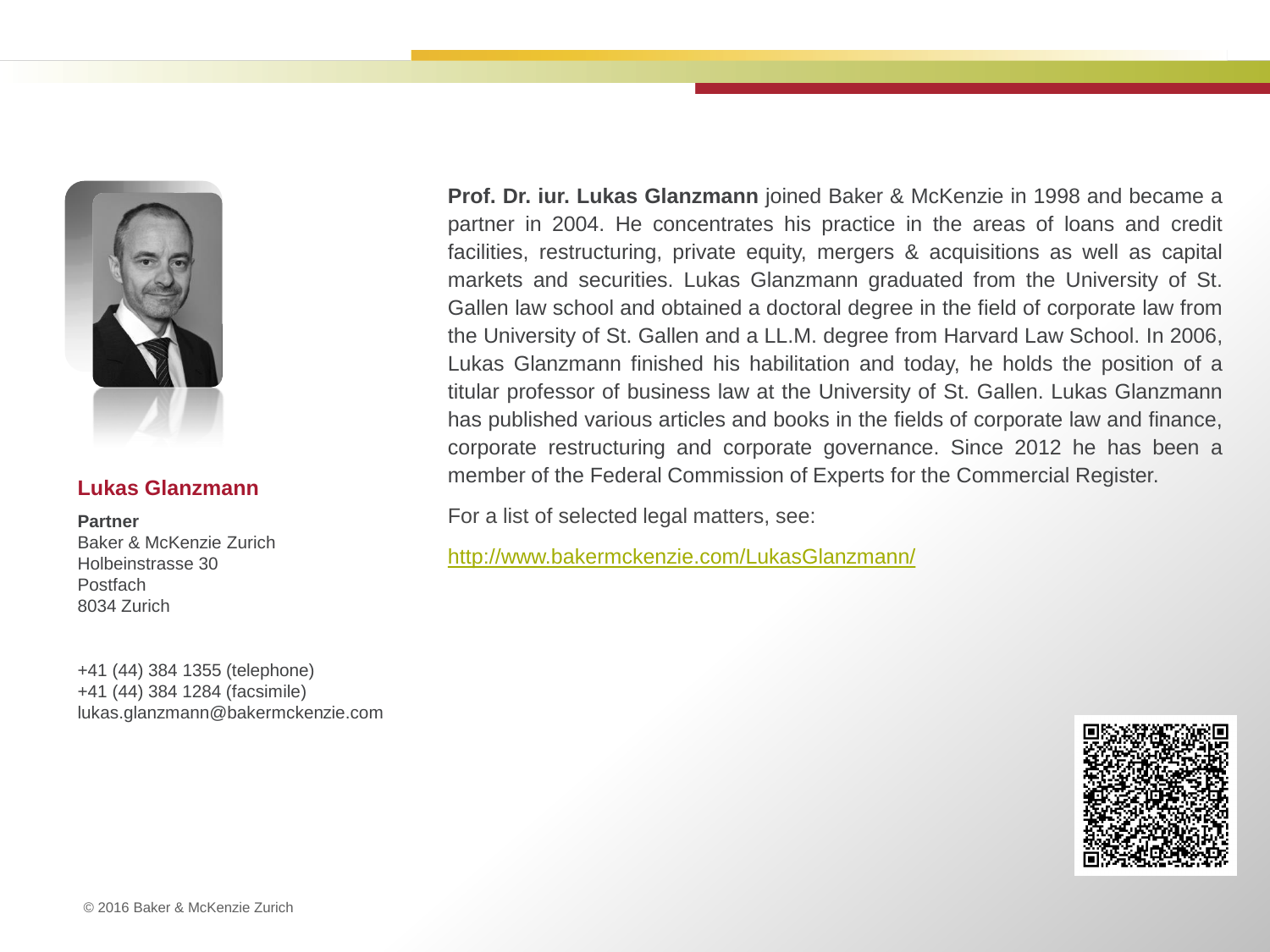## Lukas Glanzmann

**Partner**
Baker & McKenzie Zurich
Holbeinstrasse 30
Postfach
8034 Zurich

+41 (44) 384 1355 (telephone)
+41 (44) 384 1284 (facsimile)
lukas.glanzmann@bakermckenzie.com

**Prof. Dr. iur. Lukas Glanzmann** joined Baker & McKenzie in 1998 and became a partner in 2004. He concentrates his practice in the areas of loans and credit facilities, restructuring, private equity, mergers & acquisitions as well as capital markets and securities. Lukas Glanzmann graduated from the University of St. Gallen law school and obtained a doctoral degree in the field of corporate law from the University of St. Gallen and a LL.M. degree from Harvard Law School. In 2006, Lukas Glanzmann finished his habilitation and today, he holds the position of a titular professor of business law at the University of St. Gallen. Lukas Glanzmann has published various articles and books in the fields of corporate law and finance, corporate restructuring and corporate governance. Since 2012 he has been a member of the Federal Commission of Experts for the Commercial Register.

For a list of selected legal matters, see:

http://www.bakermckenzie.com/LukasGlanzmann/

© 2016 Baker & McKenzie Zurich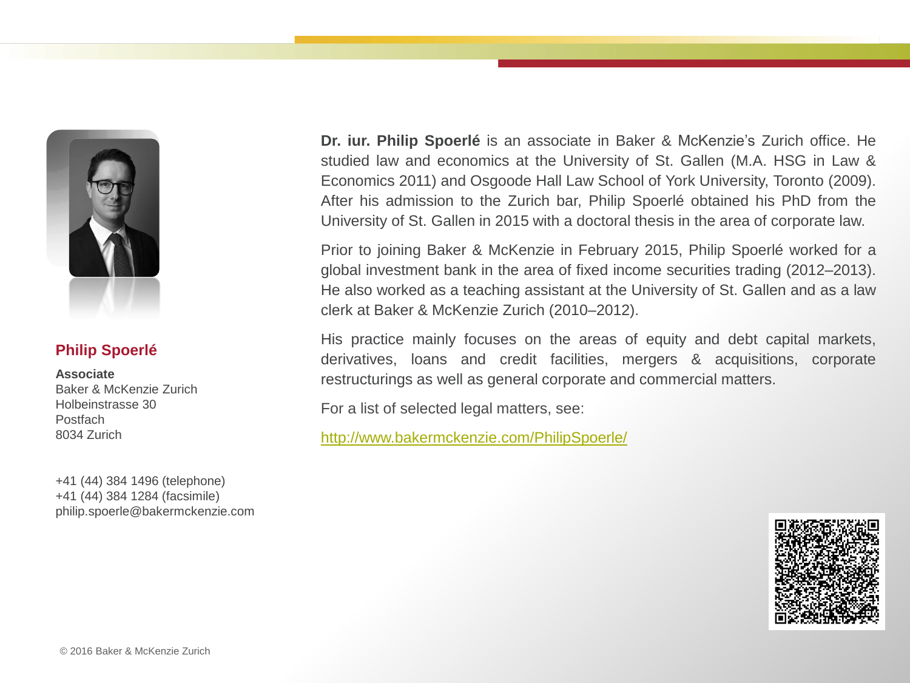**Philip Spoerlé**

**Associate**
Baker & McKenzie Zurich
Holbeinstrasse 30
Postfach
8034 Zurich

+41 (44) 384 1496 (telephone)
+41 (44) 384 1284 (facsimile)
philip.spoerle@bakermckenzie.com

**Dr. iur. Philip Spoerlé** is an associate in Baker & McKenzie's Zurich office. He studied law and economics at the University of St. Gallen (M.A. HSG in Law & Economics 2011) and Osgoode Hall Law School of York University, Toronto (2009). After his admission to the Zurich bar, Philip Spoerlé obtained his PhD from the University of St. Gallen in 2015 with a doctoral thesis in the area of corporate law.

Prior to joining Baker & McKenzie in February 2015, Philip Spoerlé worked for a global investment bank in the area of fixed income securities trading (2012–2013). He also worked as a teaching assistant at the University of St. Gallen and as a law clerk at Baker & McKenzie Zurich (2010–2012).

His practice mainly focuses on the areas of equity and debt capital markets, derivatives, loans and credit facilities, mergers & acquisitions, corporate restructurings as well as general corporate and commercial matters.

For a list of selected legal matters, see:

http://www.bakermckenzie.com/PhilipSpoerle/

© 2016 Baker & McKenzie Zurich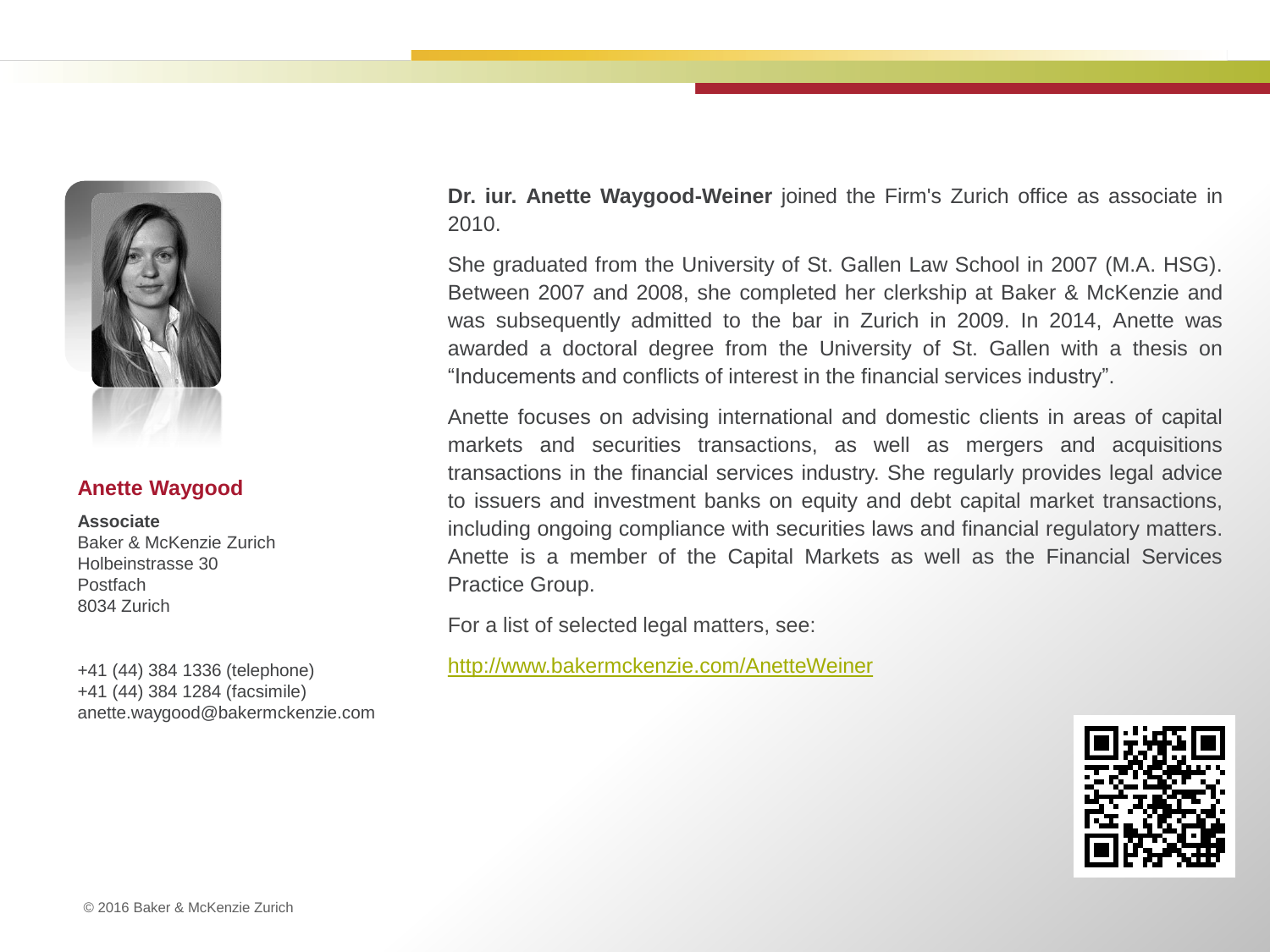## Anette Waygood

**Associate**
Baker & McKenzie Zurich
Holbeinstrasse 30
Postfach
8034 Zurich

+41 (44) 384 1336 (telephone)
+41 (44) 384 1284 (facsimile)
anette.waygood@bakermckenzie.com

**Dr. iur. Anette Waygood-Weiner** joined the Firm's Zurich office as associate in 2010.

She graduated from the University of St. Gallen Law School in 2007 (M.A. HSG). Between 2007 and 2008, she completed her clerkship at Baker & McKenzie and was subsequently admitted to the bar in Zurich in 2009. In 2014, Anette was awarded a doctoral degree from the University of St. Gallen with a thesis on "Inducements and conflicts of interest in the financial services industry".

Anette focuses on advising international and domestic clients in areas of capital markets and securities transactions, as well as mergers and acquisitions transactions in the financial services industry. She regularly provides legal advice to issuers and investment banks on equity and debt capital market transactions, including ongoing compliance with securities laws and financial regulatory matters. Anette is a member of the Capital Markets as well as the Financial Services Practice Group.

For a list of selected legal matters, see:

http://www.bakermckenzie.com/AnetteWeiner

© 2016 Baker & McKenzie Zurich